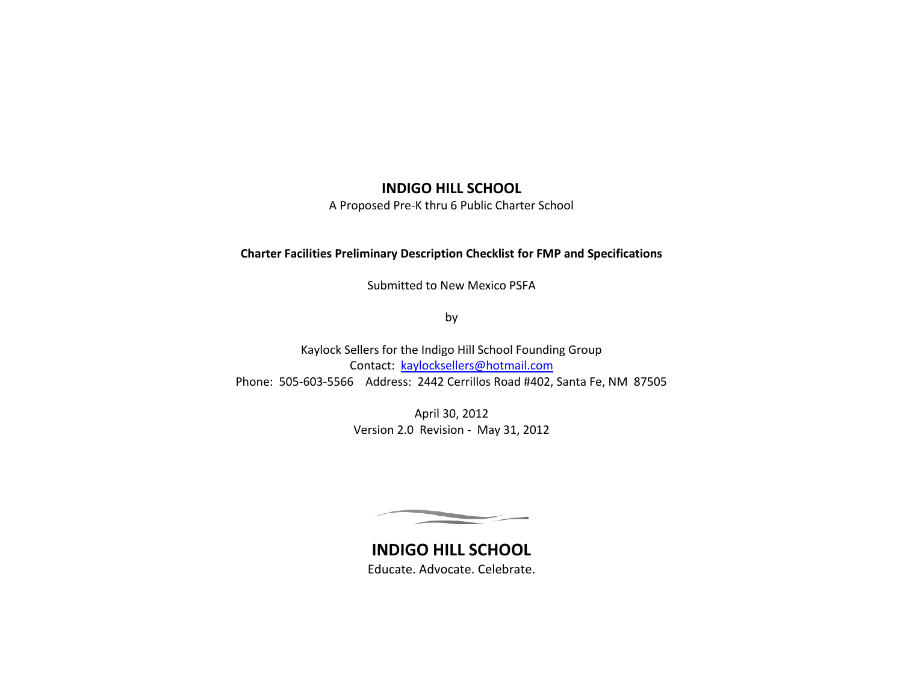# INDIGO HILL SCHOOL

A Proposed Pre-K thru 6 Public Charter School

**Charter Facilities Preliminary Description Checklist for FMP and Specifications**

Submitted to New Mexico PSFA

by

Kaylock Sellers for the Indigo Hill School Founding Group

Contact: [kaylocksellers@hotmail.com](mailto:kaylocksellers@hotmail.com)

Phone: 505-603-5566 Address: 2442 Cerrillos Road #402, Santa Fe, NM 87505

April 30, 2012

Version 2.0 Revision - May 31, 2012

**INDIGO HILL SCHOOL**

Educate. Advocate. Celebrate.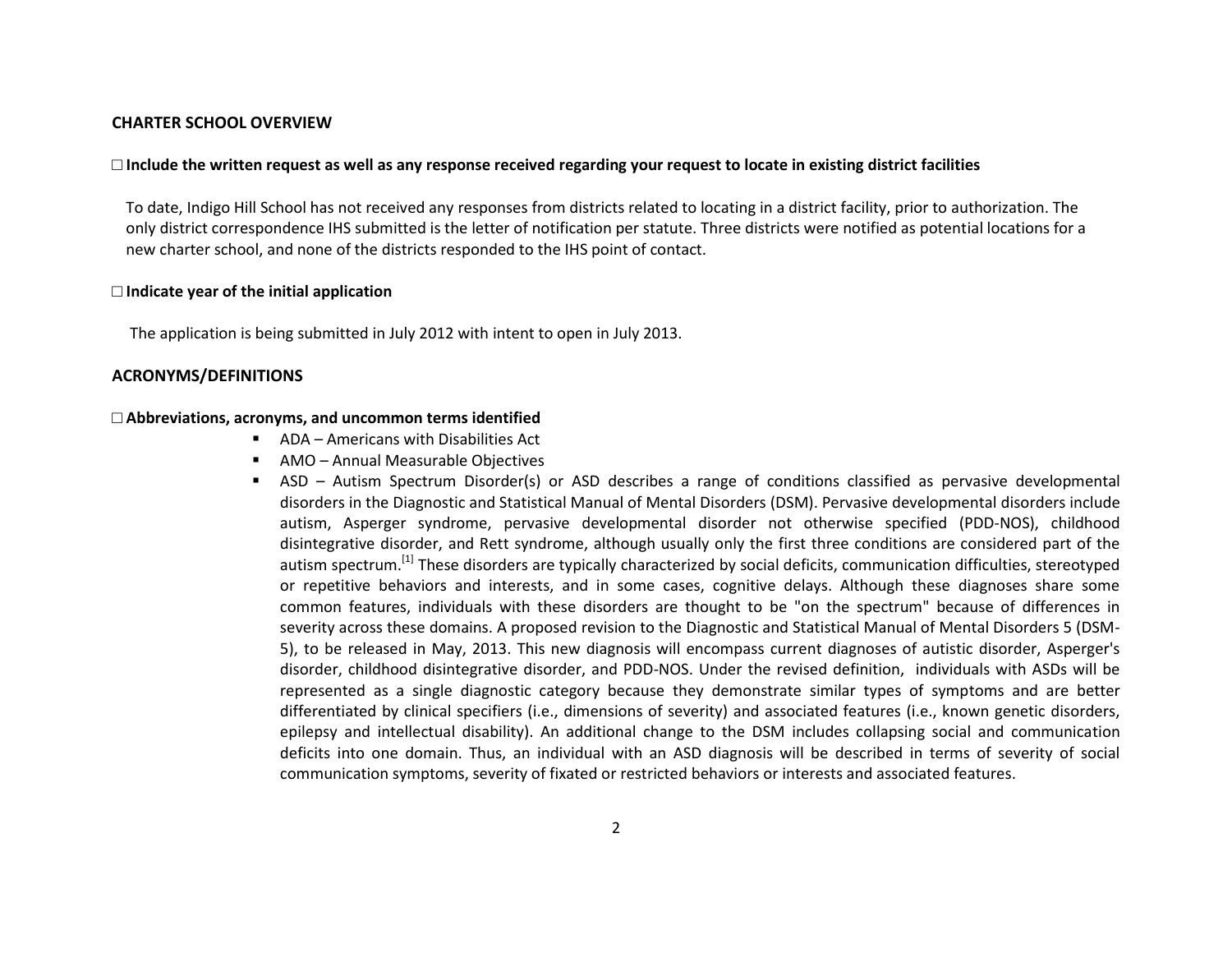## CHARTER SCHOOL OVERVIEW

☐ **Include the written request as well as any response received regarding your request to locate in existing district facilities**

To date, Indigo Hill School has not received any responses from districts related to locating in a district facility, prior to authorization. The only district correspondence IHS submitted is the letter of notification per statute. Three districts were notified as potential locations for a new charter school, and none of the districts responded to the IHS point of contact.

☐ **Indicate year of the initial application**

The application is being submitted in July 2012 with intent to open in July 2013.

## ACRONYMS/DEFINITIONS

☐ **Abbreviations, acronyms, and uncommon terms identified**

- ADA – Americans with Disabilities Act
- AMO – Annual Measurable Objectives
- ASD – Autism Spectrum Disorder(s) or ASD describes a range of conditions classified as pervasive developmental disorders in the Diagnostic and Statistical Manual of Mental Disorders (DSM). Pervasive developmental disorders include autism, Asperger syndrome, pervasive developmental disorder not otherwise specified (PDD-NOS), childhood disintegrative disorder, and Rett syndrome, although usually only the first three conditions are considered part of the autism spectrum.[1] These disorders are typically characterized by social deficits, communication difficulties, stereotyped or repetitive behaviors and interests, and in some cases, cognitive delays. Although these diagnoses share some common features, individuals with these disorders are thought to be "on the spectrum" because of differences in severity across these domains. A proposed revision to the Diagnostic and Statistical Manual of Mental Disorders 5 (DSM-5), to be released in May, 2013. This new diagnosis will encompass current diagnoses of autistic disorder, Asperger's disorder, childhood disintegrative disorder, and PDD-NOS. Under the revised definition, individuals with ASDs will be represented as a single diagnostic category because they demonstrate similar types of symptoms and are better differentiated by clinical specifiers (i.e., dimensions of severity) and associated features (i.e., known genetic disorders, epilepsy and intellectual disability). An additional change to the DSM includes collapsing social and communication deficits into one domain. Thus, an individual with an ASD diagnosis will be described in terms of severity of social communication symptoms, severity of fixated or restricted behaviors or interests and associated features.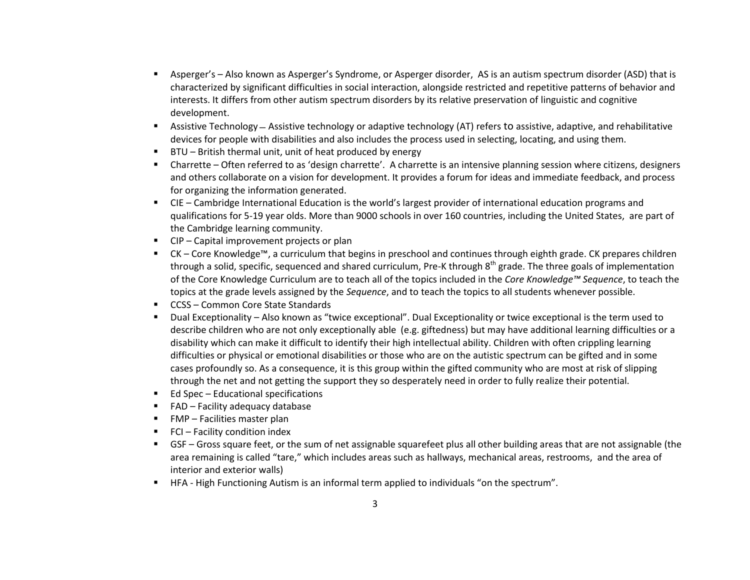- Asperger's – Also known as Asperger's Syndrome, or Asperger disorder, AS is an autism spectrum disorder (ASD) that is characterized by significant difficulties in social interaction, alongside restricted and repetitive patterns of behavior and interests. It differs from other autism spectrum disorders by its relative preservation of linguistic and cognitive development.
- Assistive Technology – Assistive technology or adaptive technology (AT) refers to assistive, adaptive, and rehabilitative devices for people with disabilities and also includes the process used in selecting, locating, and using them.
- BTU – British thermal unit, unit of heat produced by energy
- Charrette – Often referred to as 'design charrette'. A charrette is an intensive planning session where citizens, designers and others collaborate on a vision for development. It provides a forum for ideas and immediate feedback, and process for organizing the information generated.
- CIE – Cambridge International Education is the world's largest provider of international education programs and qualifications for 5-19 year olds. More than 9000 schools in over 160 countries, including the United States, are part of the Cambridge learning community.
- CIP – Capital improvement projects or plan
- CK – Core Knowledge™, a curriculum that begins in preschool and continues through eighth grade. CK prepares children through a solid, specific, sequenced and shared curriculum, Pre-K through 8th grade. The three goals of implementation of the Core Knowledge Curriculum are to teach all of the topics included in the *Core Knowledge™ Sequence*, to teach the topics at the grade levels assigned by the *Sequence*, and to teach the topics to all students whenever possible.
- CCSS – Common Core State Standards
- Dual Exceptionality – Also known as "twice exceptional". Dual Exceptionality or twice exceptional is the term used to describe children who are not only exceptionally able (e.g. giftedness) but may have additional learning difficulties or a disability which can make it difficult to identify their high intellectual ability. Children with often crippling learning difficulties or physical or emotional disabilities or those who are on the autistic spectrum can be gifted and in some cases profoundly so. As a consequence, it is this group within the gifted community who are most at risk of slipping through the net and not getting the support they so desperately need in order to fully realize their potential.
- Ed Spec – Educational specifications
- FAD – Facility adequacy database
- FMP – Facilities master plan
- FCI – Facility condition index
- GSF – Gross square feet, or the sum of net assignable squarefeet plus all other building areas that are not assignable (the area remaining is called "tare," which includes areas such as hallways, mechanical areas, restrooms, and the area of interior and exterior walls)
- HFA - High Functioning Autism is an informal term applied to individuals "on the spectrum".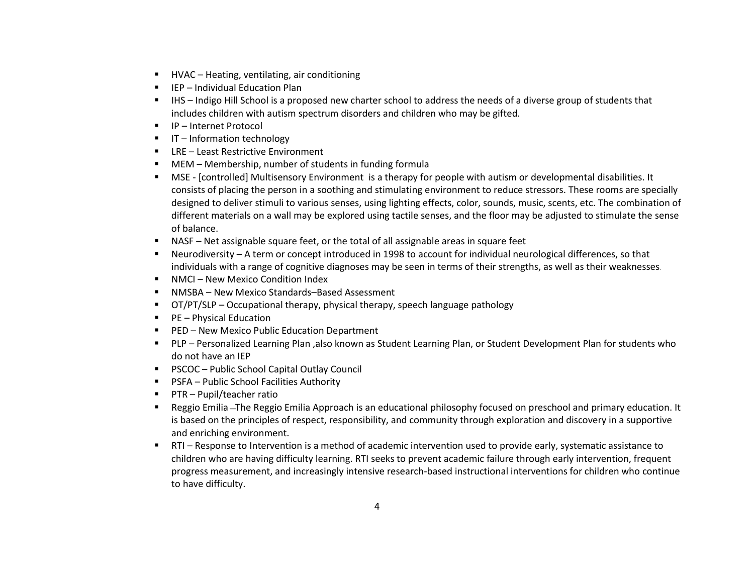- HVAC – Heating, ventilating, air conditioning
- IEP – Individual Education Plan
- IHS – Indigo Hill School is a proposed new charter school to address the needs of a diverse group of students that includes children with autism spectrum disorders and children who may be gifted.
- IP – Internet Protocol
- IT – Information technology
- LRE – Least Restrictive Environment
- MEM – Membership, number of students in funding formula
- MSE - [controlled] Multisensory Environment is a therapy for people with autism or developmental disabilities. It consists of placing the person in a soothing and stimulating environment to reduce stressors. These rooms are specially designed to deliver stimuli to various senses, using lighting effects, color, sounds, music, scents, etc. The combination of different materials on a wall may be explored using tactile senses, and the floor may be adjusted to stimulate the sense of balance.
- NASF – Net assignable square feet, or the total of all assignable areas in square feet
- Neurodiversity – A term or concept introduced in 1998 to account for individual neurological differences, so that individuals with a range of cognitive diagnoses may be seen in terms of their strengths, as well as their weaknesses.
- NMCI – New Mexico Condition Index
- NMSBA – New Mexico Standards–Based Assessment
- OT/PT/SLP – Occupational therapy, physical therapy, speech language pathology
- PE – Physical Education
- PED – New Mexico Public Education Department
- PLP – Personalized Learning Plan ,also known as Student Learning Plan, or Student Development Plan for students who do not have an IEP
- PSCOC – Public School Capital Outlay Council
- PSFA – Public School Facilities Authority
- PTR – Pupil/teacher ratio
- Reggio Emilia –The Reggio Emilia Approach is an educational philosophy focused on preschool and primary education. It is based on the principles of respect, responsibility, and community through exploration and discovery in a supportive and enriching environment.
- RTI – Response to Intervention is a method of academic intervention used to provide early, systematic assistance to children who are having difficulty learning. RTI seeks to prevent academic failure through early intervention, frequent progress measurement, and increasingly intensive research-based instructional interventions for children who continue to have difficulty.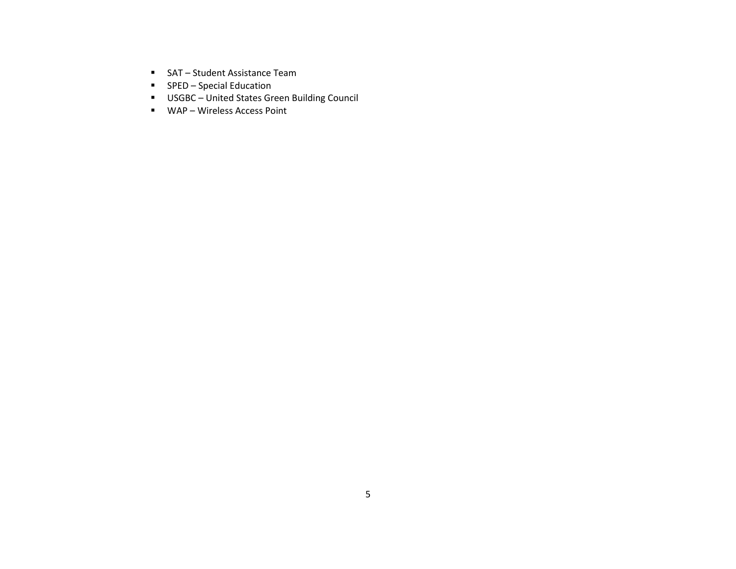- SAT – Student Assistance Team
- SPED – Special Education
- USGBC – United States Green Building Council
- WAP – Wireless Access Point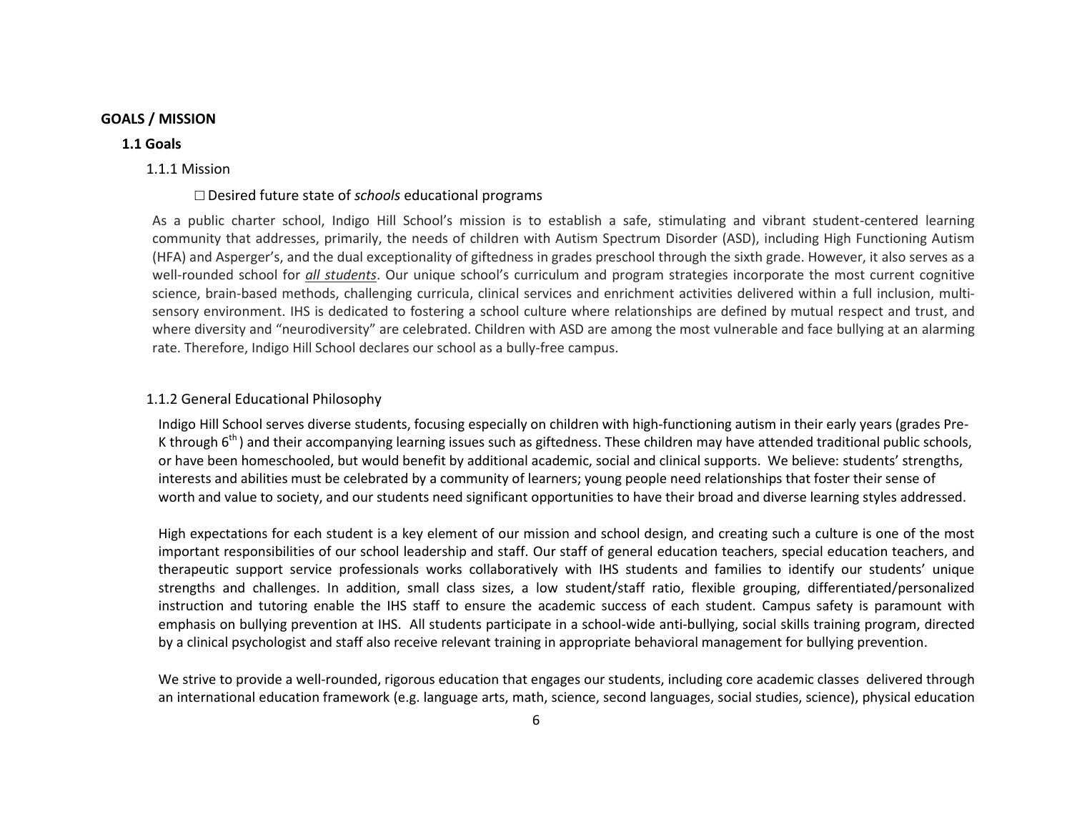# GOALS / MISSION

## 1.1 Goals

### 1.1.1 Mission

□ Desired future state of *schools* educational programs

As a public charter school, Indigo Hill School's mission is to establish a safe, stimulating and vibrant student-centered learning community that addresses, primarily, the needs of children with Autism Spectrum Disorder (ASD), including High Functioning Autism (HFA) and Asperger's, and the dual exceptionality of giftedness in grades preschool through the sixth grade. However, it also serves as a well-rounded school for ***all students***. Our unique school's curriculum and program strategies incorporate the most current cognitive science, brain-based methods, challenging curricula, clinical services and enrichment activities delivered within a full inclusion, multi-sensory environment. IHS is dedicated to fostering a school culture where relationships are defined by mutual respect and trust, and where diversity and "neurodiversity" are celebrated. Children with ASD are among the most vulnerable and face bullying at an alarming rate. Therefore, Indigo Hill School declares our school as a bully-free campus.

### 1.1.2 General Educational Philosophy

Indigo Hill School serves diverse students, focusing especially on children with high-functioning autism in their early years (grades Pre-K through 6th) and their accompanying learning issues such as giftedness. These children may have attended traditional public schools, or have been homeschooled, but would benefit by additional academic, social and clinical supports. We believe: students' strengths, interests and abilities must be celebrated by a community of learners; young people need relationships that foster their sense of worth and value to society, and our students need significant opportunities to have their broad and diverse learning styles addressed.

High expectations for each student is a key element of our mission and school design, and creating such a culture is one of the most important responsibilities of our school leadership and staff. Our staff of general education teachers, special education teachers, and therapeutic support service professionals works collaboratively with IHS students and families to identify our students' unique strengths and challenges. In addition, small class sizes, a low student/staff ratio, flexible grouping, differentiated/personalized instruction and tutoring enable the IHS staff to ensure the academic success of each student. Campus safety is paramount with emphasis on bullying prevention at IHS. All students participate in a school-wide anti-bullying, social skills training program, directed by a clinical psychologist and staff also receive relevant training in appropriate behavioral management for bullying prevention.

We strive to provide a well-rounded, rigorous education that engages our students, including core academic classes delivered through an international education framework (e.g. language arts, math, science, second languages, social studies, science), physical education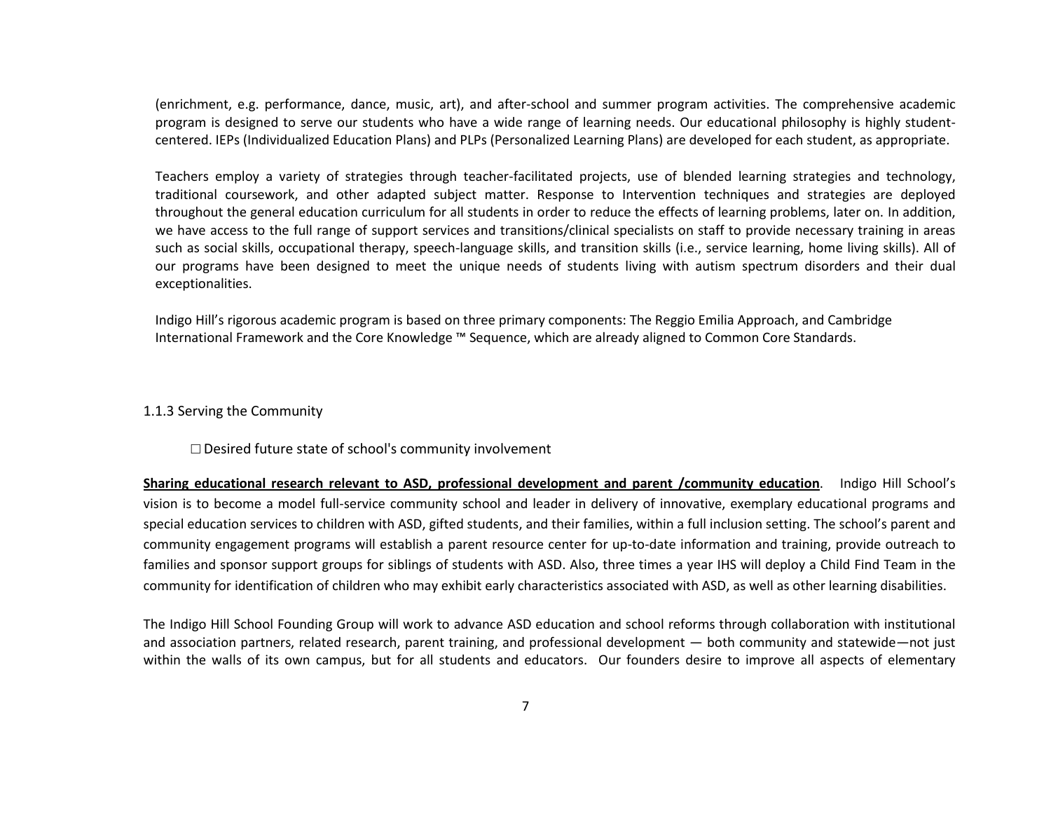(enrichment, e.g. performance, dance, music, art), and after-school and summer program activities. The comprehensive academic program is designed to serve our students who have a wide range of learning needs. Our educational philosophy is highly student-centered. IEPs (Individualized Education Plans) and PLPs (Personalized Learning Plans) are developed for each student, as appropriate.

Teachers employ a variety of strategies through teacher-facilitated projects, use of blended learning strategies and technology, traditional coursework, and other adapted subject matter. Response to Intervention techniques and strategies are deployed throughout the general education curriculum for all students in order to reduce the effects of learning problems, later on. In addition, we have access to the full range of support services and transitions/clinical specialists on staff to provide necessary training in areas such as social skills, occupational therapy, speech-language skills, and transition skills (i.e., service learning, home living skills). All of our programs have been designed to meet the unique needs of students living with autism spectrum disorders and their dual exceptionalities.

Indigo Hill's rigorous academic program is based on three primary components: The Reggio Emilia Approach, and Cambridge International Framework and the Core Knowledge ™ Sequence, which are already aligned to Common Core Standards.

### 1.1.3 Serving the Community

☐ Desired future state of school's community involvement

**Sharing educational research relevant to ASD, professional development and parent /community education**. Indigo Hill School's vision is to become a model full-service community school and leader in delivery of innovative, exemplary educational programs and special education services to children with ASD, gifted students, and their families, within a full inclusion setting. The school's parent and community engagement programs will establish a parent resource center for up-to-date information and training, provide outreach to families and sponsor support groups for siblings of students with ASD. Also, three times a year IHS will deploy a Child Find Team in the community for identification of children who may exhibit early characteristics associated with ASD, as well as other learning disabilities.

The Indigo Hill School Founding Group will work to advance ASD education and school reforms through collaboration with institutional and association partners, related research, parent training, and professional development — both community and statewide—not just within the walls of its own campus, but for all students and educators. Our founders desire to improve all aspects of elementary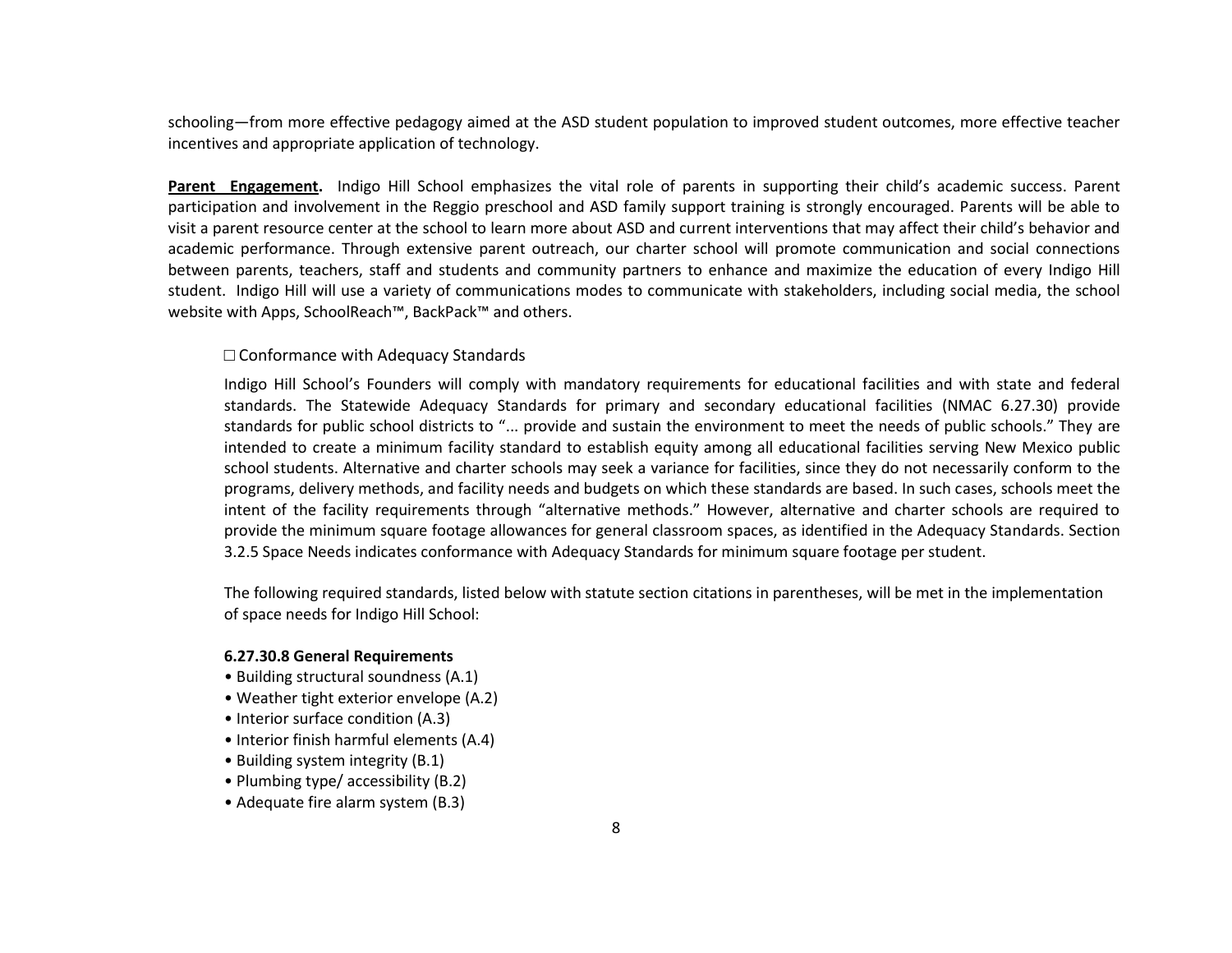schooling—from more effective pedagogy aimed at the ASD student population to improved student outcomes, more effective teacher incentives and appropriate application of technology.

**<u>Parent Engagement</u>.** Indigo Hill School emphasizes the vital role of parents in supporting their child's academic success. Parent participation and involvement in the Reggio preschool and ASD family support training is strongly encouraged. Parents will be able to visit a parent resource center at the school to learn more about ASD and current interventions that may affect their child's behavior and academic performance. Through extensive parent outreach, our charter school will promote communication and social connections between parents, teachers, staff and students and community partners to enhance and maximize the education of every Indigo Hill student. Indigo Hill will use a variety of communications modes to communicate with stakeholders, including social media, the school website with Apps, SchoolReach™, BackPack™ and others.

☐ Conformance with Adequacy Standards

Indigo Hill School's Founders will comply with mandatory requirements for educational facilities and with state and federal standards. The Statewide Adequacy Standards for primary and secondary educational facilities (NMAC 6.27.30) provide standards for public school districts to "... provide and sustain the environment to meet the needs of public schools." They are intended to create a minimum facility standard to establish equity among all educational facilities serving New Mexico public school students. Alternative and charter schools may seek a variance for facilities, since they do not necessarily conform to the programs, delivery methods, and facility needs and budgets on which these standards are based. In such cases, schools meet the intent of the facility requirements through "alternative methods." However, alternative and charter schools are required to provide the minimum square footage allowances for general classroom spaces, as identified in the Adequacy Standards. Section 3.2.5 Space Needs indicates conformance with Adequacy Standards for minimum square footage per student.

The following required standards, listed below with statute section citations in parentheses, will be met in the implementation of space needs for Indigo Hill School:

**6.27.30.8 General Requirements**

- Building structural soundness (A.1)
- Weather tight exterior envelope (A.2)
- Interior surface condition (A.3)
- Interior finish harmful elements (A.4)
- Building system integrity (B.1)
- Plumbing type/ accessibility (B.2)
- Adequate fire alarm system (B.3)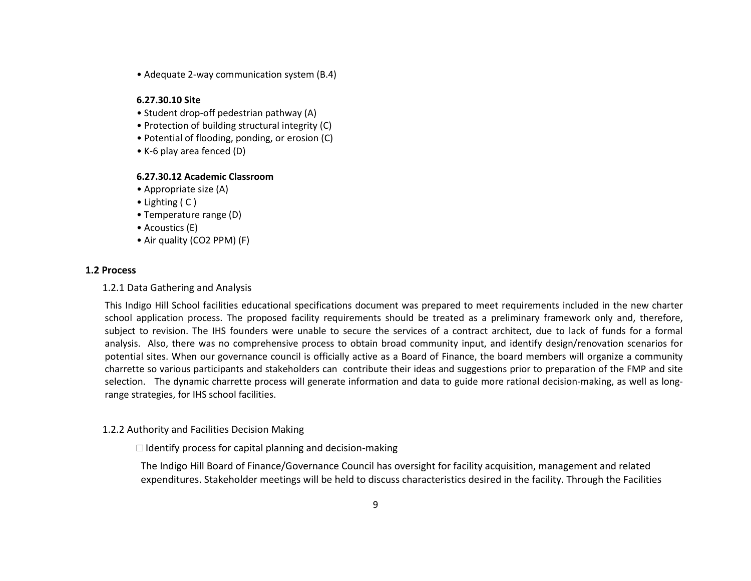- Adequate 2-way communication system (B.4)

**6.27.30.10 Site**

- Student drop-off pedestrian pathway (A)
- Protection of building structural integrity (C)
- Potential of flooding, ponding, or erosion (C)
- K-6 play area fenced (D)

**6.27.30.12 Academic Classroom**

- Appropriate size (A)
- Lighting ( C )
- Temperature range (D)
- Acoustics (E)
- Air quality ($CO_2$ PPM) (F)

### 1.2 Process

1.2.1 Data Gathering and Analysis

This Indigo Hill School facilities educational specifications document was prepared to meet requirements included in the new charter school application process. The proposed facility requirements should be treated as a preliminary framework only and, therefore, subject to revision. The IHS founders were unable to secure the services of a contract architect, due to lack of funds for a formal analysis. Also, there was no comprehensive process to obtain broad community input, and identify design/renovation scenarios for potential sites. When our governance council is officially active as a Board of Finance, the board members will organize a community charrette so various participants and stakeholders can contribute their ideas and suggestions prior to preparation of the FMP and site selection. The dynamic charrette process will generate information and data to guide more rational decision-making, as well as long-range strategies, for IHS school facilities.

1.2.2 Authority and Facilities Decision Making

☐ Identify process for capital planning and decision-making

The Indigo Hill Board of Finance/Governance Council has oversight for facility acquisition, management and related expenditures. Stakeholder meetings will be held to discuss characteristics desired in the facility. Through the Facilities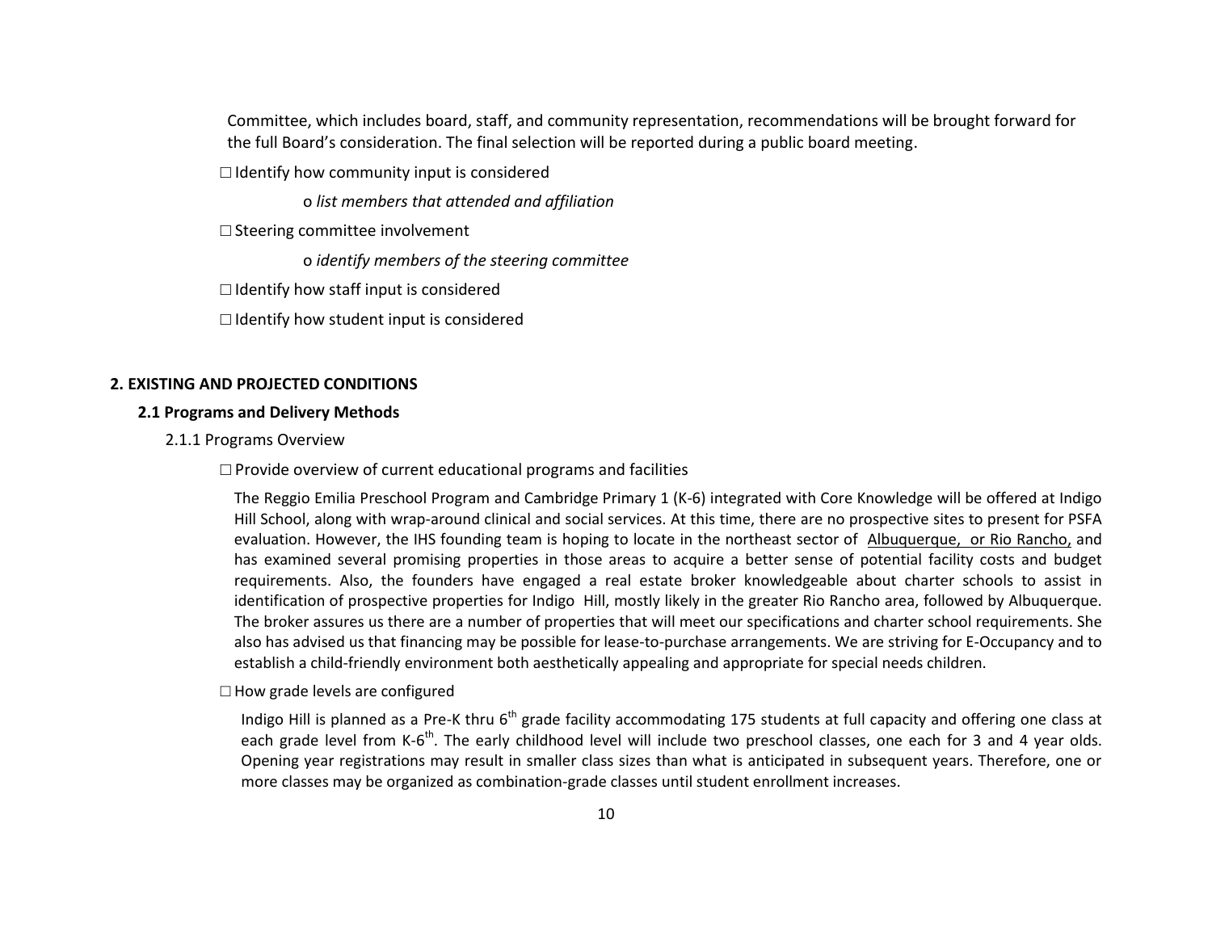Committee, which includes board, staff, and community representation, recommendations will be brought forward for the full Board's consideration. The final selection will be reported during a public board meeting.

☐ Identify how community input is considered

o *list members that attended and affiliation*

☐ Steering committee involvement

o *identify members of the steering committee*

☐ Identify how staff input is considered

☐ Identify how student input is considered

## 2. EXISTING AND PROJECTED CONDITIONS

### 2.1 Programs and Delivery Methods

2.1.1 Programs Overview

☐ Provide overview of current educational programs and facilities

The Reggio Emilia Preschool Program and Cambridge Primary 1 (K-6) integrated with Core Knowledge will be offered at Indigo Hill School, along with wrap-around clinical and social services. At this time, there are no prospective sites to present for PSFA evaluation. However, the IHS founding team is hoping to locate in the northeast sector of Albuquerque, or Rio Rancho, and has examined several promising properties in those areas to acquire a better sense of potential facility costs and budget requirements. Also, the founders have engaged a real estate broker knowledgeable about charter schools to assist in identification of prospective properties for Indigo Hill, mostly likely in the greater Rio Rancho area, followed by Albuquerque. The broker assures us there are a number of properties that will meet our specifications and charter school requirements. She also has advised us that financing may be possible for lease-to-purchase arrangements. We are striving for E-Occupancy and to establish a child-friendly environment both aesthetically appealing and appropriate for special needs children.

☐ How grade levels are configured

Indigo Hill is planned as a Pre-K thru 6th grade facility accommodating 175 students at full capacity and offering one class at each grade level from K-6th. The early childhood level will include two preschool classes, one each for 3 and 4 year olds. Opening year registrations may result in smaller class sizes than what is anticipated in subsequent years. Therefore, one or more classes may be organized as combination-grade classes until student enrollment increases.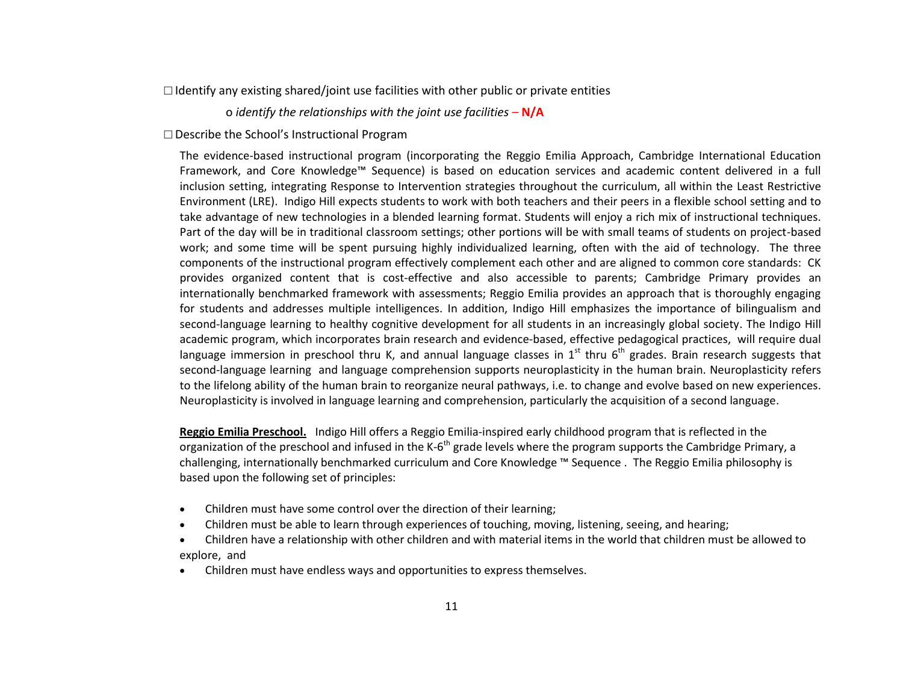☐ Identify any existing shared/joint use facilities with other public or private entities

o *identify the relationships with the joint use facilities* – **N/A**

☐ Describe the School's Instructional Program

The evidence-based instructional program (incorporating the Reggio Emilia Approach, Cambridge International Education Framework, and Core Knowledge™ Sequence) is based on education services and academic content delivered in a full inclusion setting, integrating Response to Intervention strategies throughout the curriculum, all within the Least Restrictive Environment (LRE). Indigo Hill expects students to work with both teachers and their peers in a flexible school setting and to take advantage of new technologies in a blended learning format. Students will enjoy a rich mix of instructional techniques. Part of the day will be in traditional classroom settings; other portions will be with small teams of students on project-based work; and some time will be spent pursuing highly individualized learning, often with the aid of technology. The three components of the instructional program effectively complement each other and are aligned to common core standards: CK provides organized content that is cost-effective and also accessible to parents; Cambridge Primary provides an internationally benchmarked framework with assessments; Reggio Emilia provides an approach that is thoroughly engaging for students and addresses multiple intelligences. In addition, Indigo Hill emphasizes the importance of bilingualism and second-language learning to healthy cognitive development for all students in an increasingly global society. The Indigo Hill academic program, which incorporates brain research and evidence-based, effective pedagogical practices, will require dual language immersion in preschool thru K, and annual language classes in 1st thru 6th grades. Brain research suggests that second-language learning and language comprehension supports neuroplasticity in the human brain. Neuroplasticity refers to the lifelong ability of the human brain to reorganize neural pathways, i.e. to change and evolve based on new experiences. Neuroplasticity is involved in language learning and comprehension, particularly the acquisition of a second language.

**Reggio Emilia Preschool.** Indigo Hill offers a Reggio Emilia-inspired early childhood program that is reflected in the organization of the preschool and infused in the K-6th grade levels where the program supports the Cambridge Primary, a challenging, internationally benchmarked curriculum and Core Knowledge ™ Sequence . The Reggio Emilia philosophy is based upon the following set of principles:

- Children must have some control over the direction of their learning;
- Children must be able to learn through experiences of touching, moving, listening, seeing, and hearing;
- Children have a relationship with other children and with material items in the world that children must be allowed to explore, and
- Children must have endless ways and opportunities to express themselves.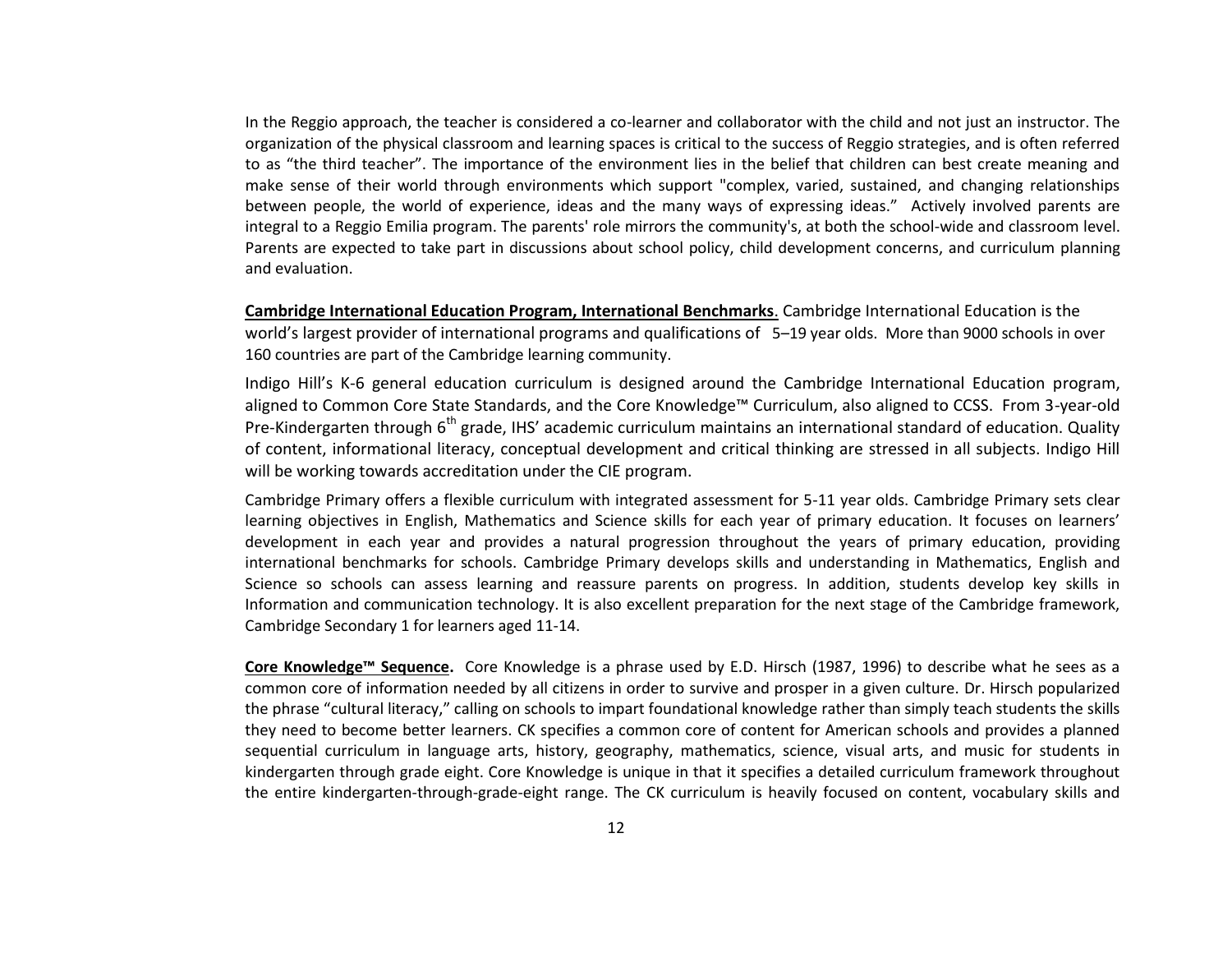In the Reggio approach, the teacher is considered a co-learner and collaborator with the child and not just an instructor. The organization of the physical classroom and learning spaces is critical to the success of Reggio strategies, and is often referred to as "the third teacher". The importance of the environment lies in the belief that children can best create meaning and make sense of their world through environments which support "complex, varied, sustained, and changing relationships between people, the world of experience, ideas and the many ways of expressing ideas." Actively involved parents are integral to a Reggio Emilia program. The parents' role mirrors the community's, at both the school-wide and classroom level. Parents are expected to take part in discussions about school policy, child development concerns, and curriculum planning and evaluation.

**Cambridge International Education Program, International Benchmarks**. Cambridge International Education is the world's largest provider of international programs and qualifications of 5–19 year olds. More than 9000 schools in over 160 countries are part of the Cambridge learning community.

Indigo Hill's K-6 general education curriculum is designed around the Cambridge International Education program, aligned to Common Core State Standards, and the Core Knowledge™ Curriculum, also aligned to CCSS. From 3-year-old Pre-Kindergarten through 6th grade, IHS' academic curriculum maintains an international standard of education. Quality of content, informational literacy, conceptual development and critical thinking are stressed in all subjects. Indigo Hill will be working towards accreditation under the CIE program.

Cambridge Primary offers a flexible curriculum with integrated assessment for 5-11 year olds. Cambridge Primary sets clear learning objectives in English, Mathematics and Science skills for each year of primary education. It focuses on learners' development in each year and provides a natural progression throughout the years of primary education, providing international benchmarks for schools. Cambridge Primary develops skills and understanding in Mathematics, English and Science so schools can assess learning and reassure parents on progress. In addition, students develop key skills in Information and communication technology. It is also excellent preparation for the next stage of the Cambridge framework, Cambridge Secondary 1 for learners aged 11-14.

**Core Knowledge™ Sequence.** Core Knowledge is a phrase used by E.D. Hirsch (1987, 1996) to describe what he sees as a common core of information needed by all citizens in order to survive and prosper in a given culture. Dr. Hirsch popularized the phrase "cultural literacy," calling on schools to impart foundational knowledge rather than simply teach students the skills they need to become better learners. CK specifies a common core of content for American schools and provides a planned sequential curriculum in language arts, history, geography, mathematics, science, visual arts, and music for students in kindergarten through grade eight. Core Knowledge is unique in that it specifies a detailed curriculum framework throughout the entire kindergarten-through-grade-eight range. The CK curriculum is heavily focused on content, vocabulary skills and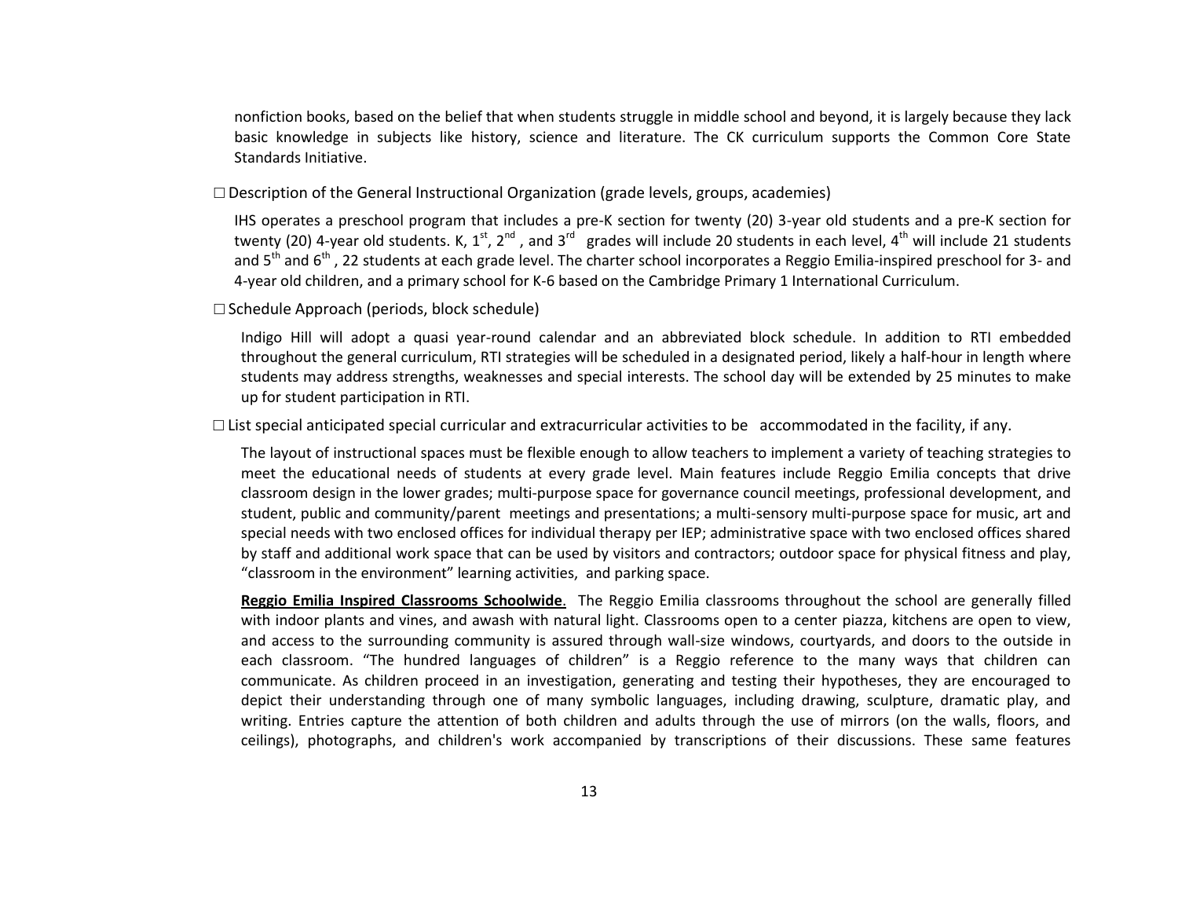nonfiction books, based on the belief that when students struggle in middle school and beyond, it is largely because they lack basic knowledge in subjects like history, science and literature. The CK curriculum supports the Common Core State Standards Initiative.

☐ Description of the General Instructional Organization (grade levels, groups, academies)

IHS operates a preschool program that includes a pre-K section for twenty (20) 3-year old students and a pre-K section for twenty (20) 4-year old students. K, 1st, 2nd, and 3rd grades will include 20 students in each level, 4th will include 21 students and 5th and 6th, 22 students at each grade level. The charter school incorporates a Reggio Emilia-inspired preschool for 3- and 4-year old children, and a primary school for K-6 based on the Cambridge Primary 1 International Curriculum.

☐ Schedule Approach (periods, block schedule)

Indigo Hill will adopt a quasi year-round calendar and an abbreviated block schedule. In addition to RTI embedded throughout the general curriculum, RTI strategies will be scheduled in a designated period, likely a half-hour in length where students may address strengths, weaknesses and special interests. The school day will be extended by 25 minutes to make up for student participation in RTI.

☐ List special anticipated special curricular and extracurricular activities to be accommodated in the facility, if any.

The layout of instructional spaces must be flexible enough to allow teachers to implement a variety of teaching strategies to meet the educational needs of students at every grade level. Main features include Reggio Emilia concepts that drive classroom design in the lower grades; multi-purpose space for governance council meetings, professional development, and student, public and community/parent meetings and presentations; a multi-sensory multi-purpose space for music, art and special needs with two enclosed offices for individual therapy per IEP; administrative space with two enclosed offices shared by staff and additional work space that can be used by visitors and contractors; outdoor space for physical fitness and play, "classroom in the environment" learning activities, and parking space.

**Reggio Emilia Inspired Classrooms Schoolwide**. The Reggio Emilia classrooms throughout the school are generally filled with indoor plants and vines, and awash with natural light. Classrooms open to a center piazza, kitchens are open to view, and access to the surrounding community is assured through wall-size windows, courtyards, and doors to the outside in each classroom. "The hundred languages of children" is a Reggio reference to the many ways that children can communicate. As children proceed in an investigation, generating and testing their hypotheses, they are encouraged to depict their understanding through one of many symbolic languages, including drawing, sculpture, dramatic play, and writing. Entries capture the attention of both children and adults through the use of mirrors (on the walls, floors, and ceilings), photographs, and children's work accompanied by transcriptions of their discussions. These same features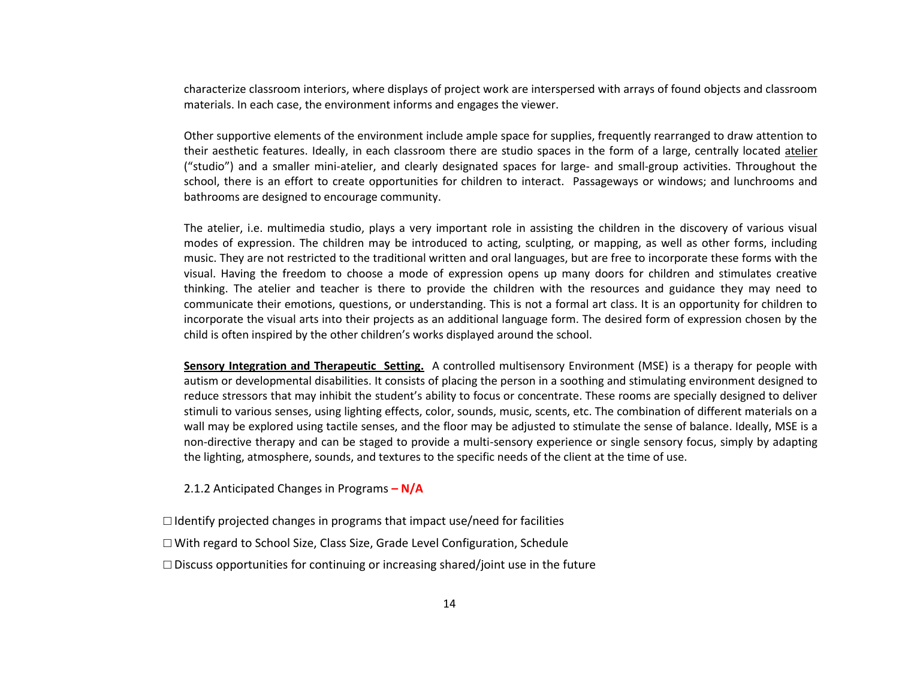characterize classroom interiors, where displays of project work are interspersed with arrays of found objects and classroom materials. In each case, the environment informs and engages the viewer.

Other supportive elements of the environment include ample space for supplies, frequently rearranged to draw attention to their aesthetic features. Ideally, in each classroom there are studio spaces in the form of a large, centrally located atelier ("studio") and a smaller mini-atelier, and clearly designated spaces for large- and small-group activities. Throughout the school, there is an effort to create opportunities for children to interact. Passageways or windows; and lunchrooms and bathrooms are designed to encourage community.

The atelier, i.e. multimedia studio, plays a very important role in assisting the children in the discovery of various visual modes of expression. The children may be introduced to acting, sculpting, or mapping, as well as other forms, including music. They are not restricted to the traditional written and oral languages, but are free to incorporate these forms with the visual. Having the freedom to choose a mode of expression opens up many doors for children and stimulates creative thinking. The atelier and teacher is there to provide the children with the resources and guidance they may need to communicate their emotions, questions, or understanding. This is not a formal art class. It is an opportunity for children to incorporate the visual arts into their projects as an additional language form. The desired form of expression chosen by the child is often inspired by the other children's works displayed around the school.

**Sensory Integration and Therapeutic Setting.** A controlled multisensory Environment (MSE) is a therapy for people with autism or developmental disabilities. It consists of placing the person in a soothing and stimulating environment designed to reduce stressors that may inhibit the student's ability to focus or concentrate. These rooms are specially designed to deliver stimuli to various senses, using lighting effects, color, sounds, music, scents, etc. The combination of different materials on a wall may be explored using tactile senses, and the floor may be adjusted to stimulate the sense of balance. Ideally, MSE is a non-directive therapy and can be staged to provide a multi-sensory experience or single sensory focus, simply by adapting the lighting, atmosphere, sounds, and textures to the specific needs of the client at the time of use.

2.1.2 Anticipated Changes in Programs **– N/A**

☐ Identify projected changes in programs that impact use/need for facilities

☐ With regard to School Size, Class Size, Grade Level Configuration, Schedule

☐ Discuss opportunities for continuing or increasing shared/joint use in the future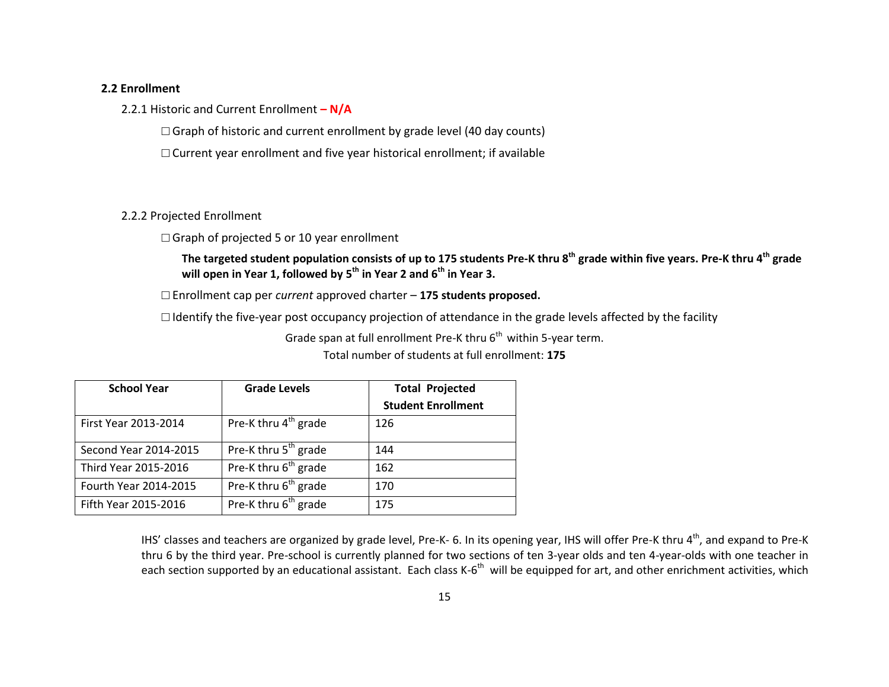### 2.2 Enrollment

2.2.1 Historic and Current Enrollment **– N/A**

☐ Graph of historic and current enrollment by grade level (40 day counts)

☐ Current year enrollment and five year historical enrollment; if available

2.2.2 Projected Enrollment

☐ Graph of projected 5 or 10 year enrollment

**The targeted student population consists of up to 175 students Pre-K thru 8th grade within five years. Pre-K thru 4th grade will open in Year 1, followed by 5th in Year 2 and 6th in Year 3.**

☐ Enrollment cap per *current* approved charter – **175 students proposed.**

☐ Identify the five-year post occupancy projection of attendance in the grade levels affected by the facility

Grade span at full enrollment Pre-K thru 6th within 5-year term.

Total number of students at full enrollment: **175**

| School Year | Grade Levels | Total Projected Student Enrollment |
|---|---|---|
| First Year 2013-2014 | Pre-K thru 4th grade | 126 |
| Second Year 2014-2015 | Pre-K thru 5th grade | 144 |
| Third Year 2015-2016 | Pre-K thru 6th grade | 162 |
| Fourth Year 2014-2015 | Pre-K thru 6th grade | 170 |
| Fifth Year 2015-2016 | Pre-K thru 6th grade | 175 |

IHS' classes and teachers are organized by grade level, Pre-K- 6. In its opening year, IHS will offer Pre-K thru 4th, and expand to Pre-K thru 6 by the third year. Pre-school is currently planned for two sections of ten 3-year olds and ten 4-year-olds with one teacher in each section supported by an educational assistant. Each class K-6th will be equipped for art, and other enrichment activities, which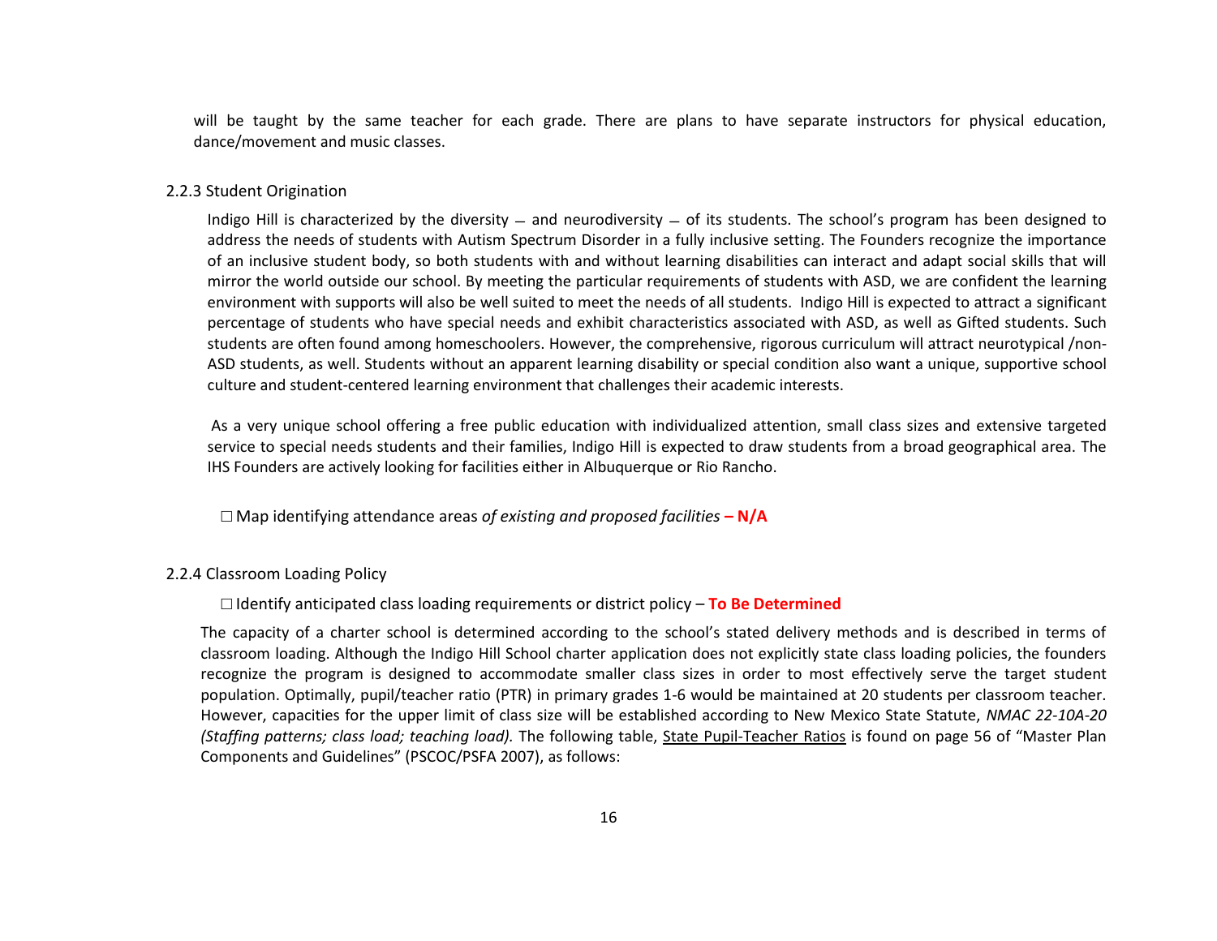will be taught by the same teacher for each grade. There are plans to have separate instructors for physical education, dance/movement and music classes.

### 2.2.3 Student Origination

Indigo Hill is characterized by the diversity – and neurodiversity – of its students. The school's program has been designed to address the needs of students with Autism Spectrum Disorder in a fully inclusive setting. The Founders recognize the importance of an inclusive student body, so both students with and without learning disabilities can interact and adapt social skills that will mirror the world outside our school. By meeting the particular requirements of students with ASD, we are confident the learning environment with supports will also be well suited to meet the needs of all students. Indigo Hill is expected to attract a significant percentage of students who have special needs and exhibit characteristics associated with ASD, as well as Gifted students. Such students are often found among homeschoolers. However, the comprehensive, rigorous curriculum will attract neurotypical /non-ASD students, as well. Students without an apparent learning disability or special condition also want a unique, supportive school culture and student-centered learning environment that challenges their academic interests.

As a very unique school offering a free public education with individualized attention, small class sizes and extensive targeted service to special needs students and their families, Indigo Hill is expected to draw students from a broad geographical area. The IHS Founders are actively looking for facilities either in Albuquerque or Rio Rancho.

☐ Map identifying attendance areas *of existing and proposed facilities* **– N/A**

### 2.2.4 Classroom Loading Policy

☐ Identify anticipated class loading requirements or district policy – **To Be Determined**

The capacity of a charter school is determined according to the school's stated delivery methods and is described in terms of classroom loading. Although the Indigo Hill School charter application does not explicitly state class loading policies, the founders recognize the program is designed to accommodate smaller class sizes in order to most effectively serve the target student population. Optimally, pupil/teacher ratio (PTR) in primary grades 1-6 would be maintained at 20 students per classroom teacher. However, capacities for the upper limit of class size will be established according to New Mexico State Statute, *NMAC 22-10A-20 (Staffing patterns; class load; teaching load).* The following table, State Pupil-Teacher Ratios is found on page 56 of "Master Plan Components and Guidelines" (PSCOC/PSFA 2007), as follows: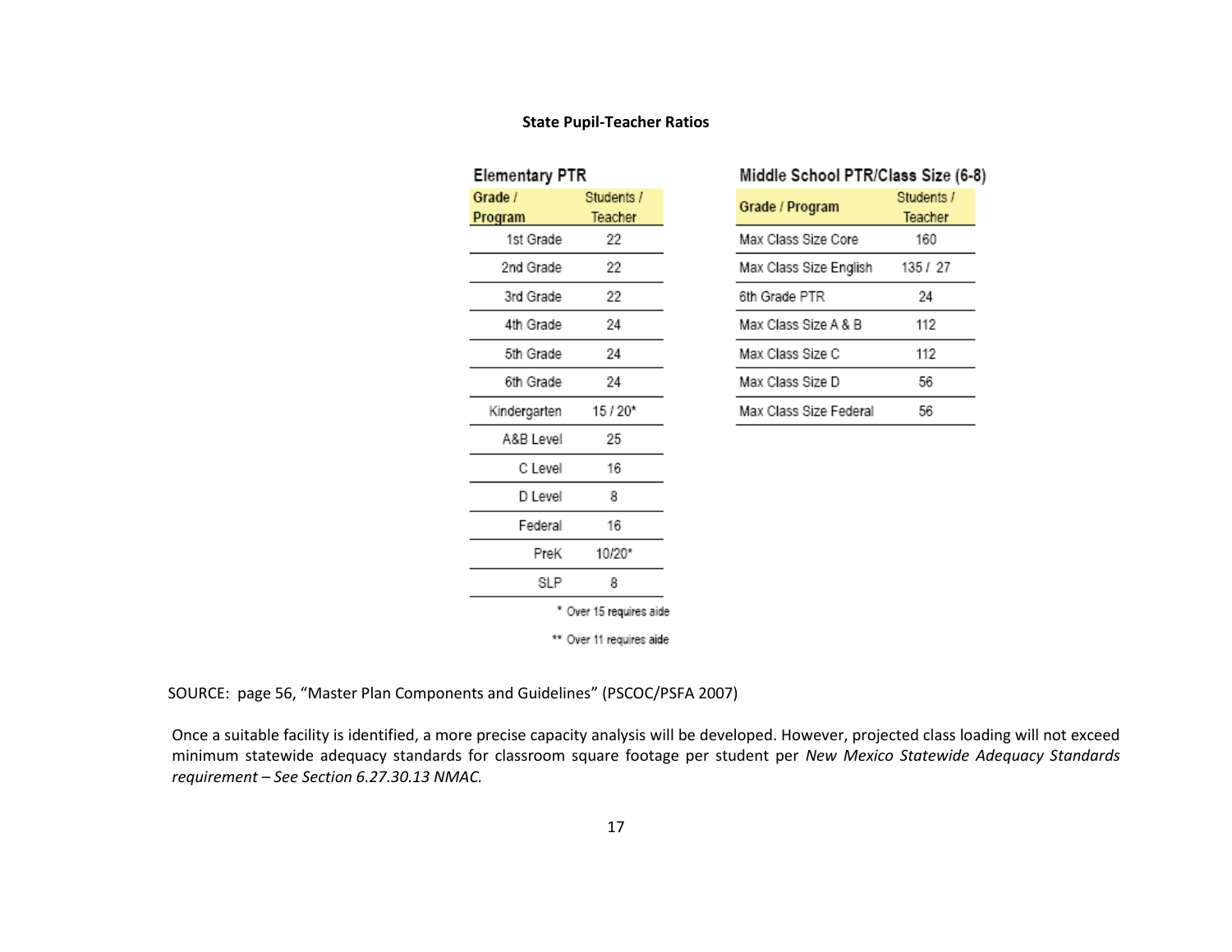**State Pupil-Teacher Ratios**

**Elementary PTR**

| Grade / Program | Students / Teacher |
|---|---|
| 1st Grade | 22 |
| 2nd Grade | 22 |
| 3rd Grade | 22 |
| 4th Grade | 24 |
| 5th Grade | 24 |
| 6th Grade | 24 |
| Kindergarten | 15 / 20* |
| A&B Level | 25 |
| C Level | 16 |
| D Level | 8 |
| Federal | 16 |
| PreK | 10/20* |
| SLP | 8 |

\* Over 15 requires aide

\*\* Over 11 requires aide

**Middle School PTR/Class Size (6-8)**

| Grade / Program | Students / Teacher |
|---|---|
| Max Class Size Core | 160 |
| Max Class Size English | 135 / 27 |
| 6th Grade PTR | 24 |
| Max Class Size A & B | 112 |
| Max Class Size C | 112 |
| Max Class Size D | 56 |
| Max Class Size Federal | 56 |

SOURCE: page 56, "Master Plan Components and Guidelines" (PSCOC/PSFA 2007)

Once a suitable facility is identified, a more precise capacity analysis will be developed. However, projected class loading will not exceed minimum statewide adequacy standards for classroom square footage per student per *New Mexico Statewide Adequacy Standards requirement – See Section 6.27.30.13 NMAC.*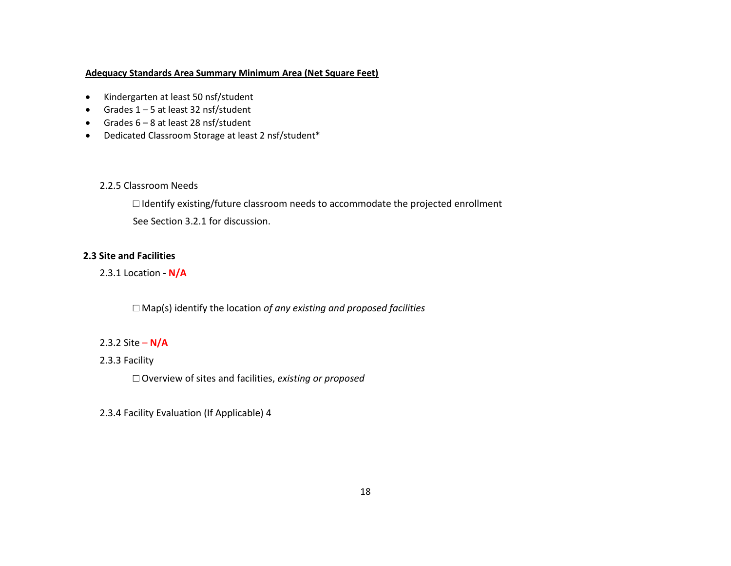**Adequacy Standards Area Summary Minimum Area (Net Square Feet)**

- Kindergarten at least 50 nsf/student
- Grades 1 – 5 at least 32 nsf/student
- Grades 6 – 8 at least 28 nsf/student
- Dedicated Classroom Storage at least 2 nsf/student*

2.2.5 Classroom Needs

☐ Identify existing/future classroom needs to accommodate the projected enrollment

See Section 3.2.1 for discussion.

### 2.3 Site and Facilities

2.3.1 Location - **N/A**

☐ Map(s) identify the location *of any existing and proposed facilities*

2.3.2 Site – **N/A**

2.3.3 Facility

☐ Overview of sites and facilities, *existing or proposed*

2.3.4 Facility Evaluation (If Applicable) 4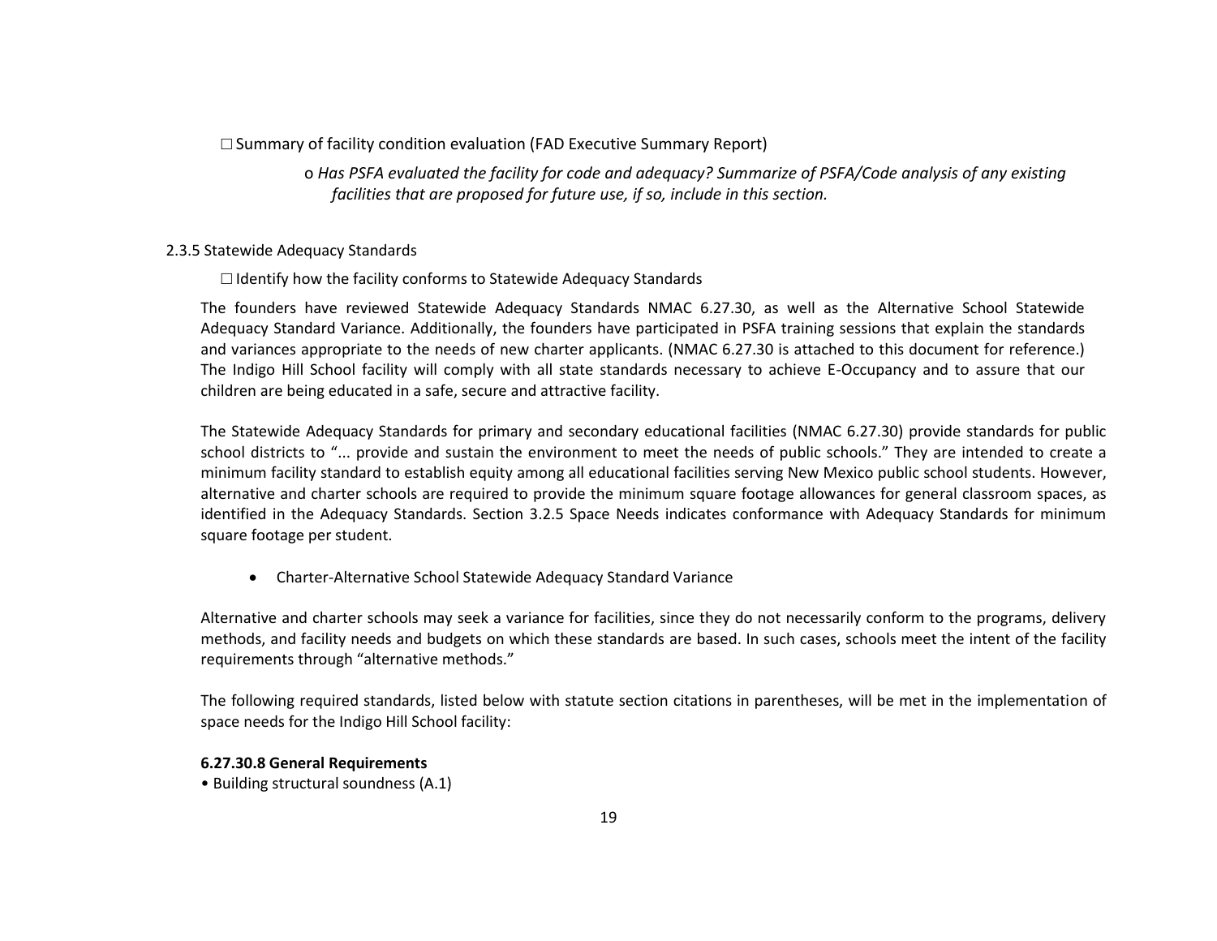☐ Summary of facility condition evaluation (FAD Executive Summary Report)

o *Has PSFA evaluated the facility for code and adequacy? Summarize of PSFA/Code analysis of any existing facilities that are proposed for future use, if so, include in this section.*

2.3.5 Statewide Adequacy Standards

☐ Identify how the facility conforms to Statewide Adequacy Standards

The founders have reviewed Statewide Adequacy Standards NMAC 6.27.30, as well as the Alternative School Statewide Adequacy Standard Variance. Additionally, the founders have participated in PSFA training sessions that explain the standards and variances appropriate to the needs of new charter applicants. (NMAC 6.27.30 is attached to this document for reference.) The Indigo Hill School facility will comply with all state standards necessary to achieve E-Occupancy and to assure that our children are being educated in a safe, secure and attractive facility.

The Statewide Adequacy Standards for primary and secondary educational facilities (NMAC 6.27.30) provide standards for public school districts to "... provide and sustain the environment to meet the needs of public schools." They are intended to create a minimum facility standard to establish equity among all educational facilities serving New Mexico public school students. However, alternative and charter schools are required to provide the minimum square footage allowances for general classroom spaces, as identified in the Adequacy Standards. Section 3.2.5 Space Needs indicates conformance with Adequacy Standards for minimum square footage per student.

- Charter-Alternative School Statewide Adequacy Standard Variance

Alternative and charter schools may seek a variance for facilities, since they do not necessarily conform to the programs, delivery methods, and facility needs and budgets on which these standards are based. In such cases, schools meet the intent of the facility requirements through "alternative methods."

The following required standards, listed below with statute section citations in parentheses, will be met in the implementation of space needs for the Indigo Hill School facility:

**6.27.30.8 General Requirements**

• Building structural soundness (A.1)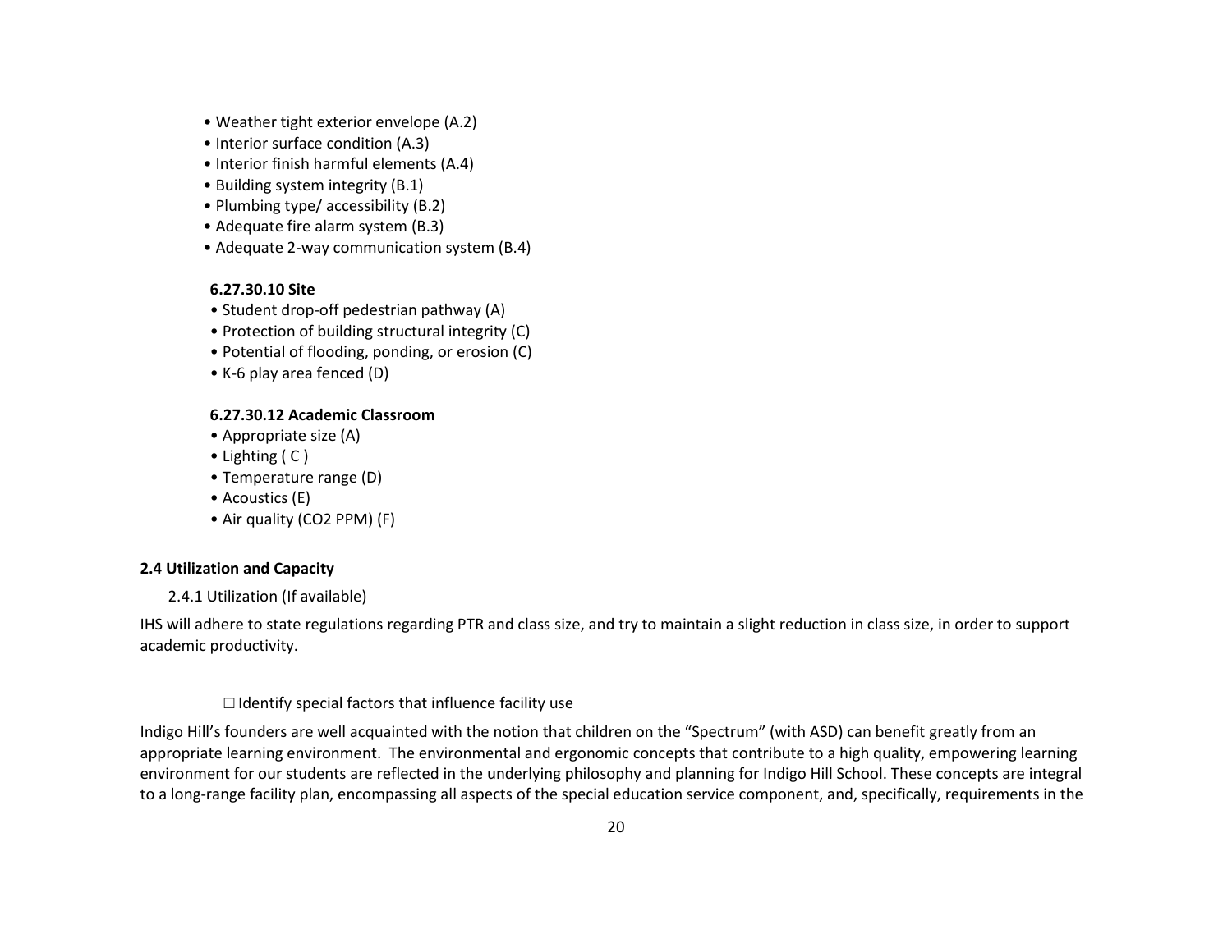- Weather tight exterior envelope (A.2)
- Interior surface condition (A.3)
- Interior finish harmful elements (A.4)
- Building system integrity (B.1)
- Plumbing type/ accessibility (B.2)
- Adequate fire alarm system (B.3)
- Adequate 2-way communication system (B.4)

**6.27.30.10 Site**

- Student drop-off pedestrian pathway (A)
- Protection of building structural integrity (C)
- Potential of flooding, ponding, or erosion (C)
- K-6 play area fenced (D)

**6.27.30.12 Academic Classroom**

- Appropriate size (A)
- Lighting ( C )
- Temperature range (D)
- Acoustics (E)
- Air quality (CO2 PPM) (F)

**2.4 Utilization and Capacity**

2.4.1 Utilization (If available)

IHS will adhere to state regulations regarding PTR and class size, and try to maintain a slight reduction in class size, in order to support academic productivity.

☐ Identify special factors that influence facility use

Indigo Hill's founders are well acquainted with the notion that children on the "Spectrum" (with ASD) can benefit greatly from an appropriate learning environment. The environmental and ergonomic concepts that contribute to a high quality, empowering learning environment for our students are reflected in the underlying philosophy and planning for Indigo Hill School. These concepts are integral to a long-range facility plan, encompassing all aspects of the special education service component, and, specifically, requirements in the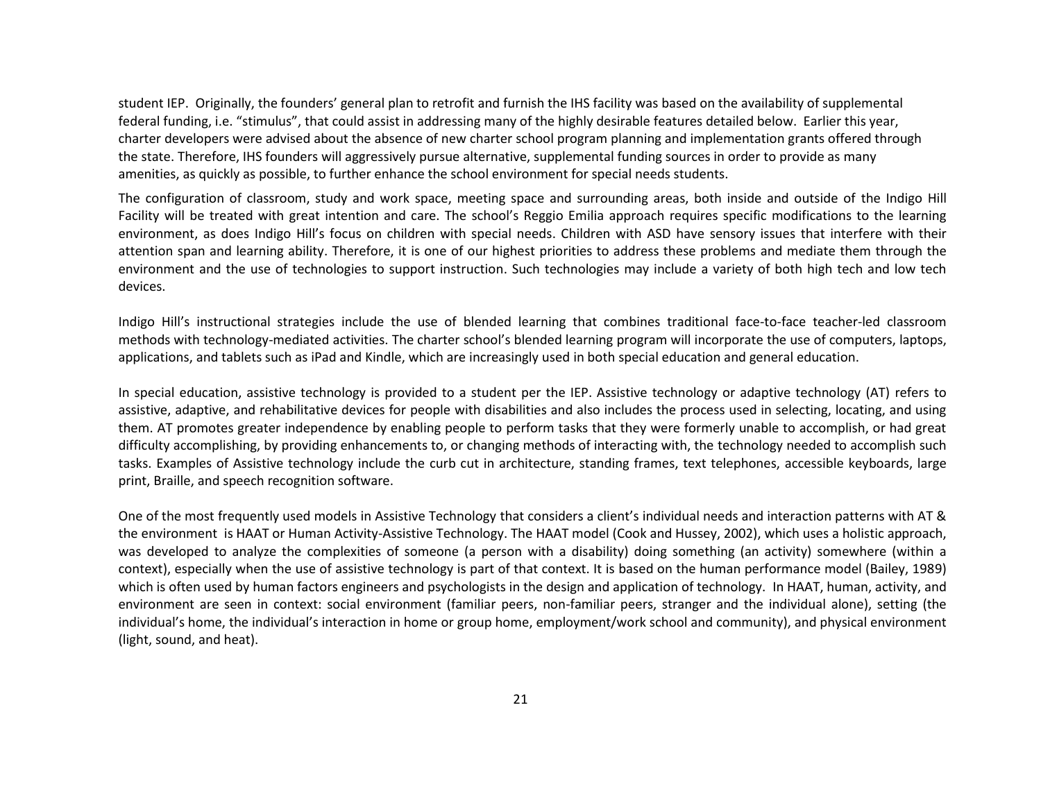student IEP. Originally, the founders' general plan to retrofit and furnish the IHS facility was based on the availability of supplemental federal funding, i.e. "stimulus", that could assist in addressing many of the highly desirable features detailed below. Earlier this year, charter developers were advised about the absence of new charter school program planning and implementation grants offered through the state. Therefore, IHS founders will aggressively pursue alternative, supplemental funding sources in order to provide as many amenities, as quickly as possible, to further enhance the school environment for special needs students.

The configuration of classroom, study and work space, meeting space and surrounding areas, both inside and outside of the Indigo Hill Facility will be treated with great intention and care. The school's Reggio Emilia approach requires specific modifications to the learning environment, as does Indigo Hill's focus on children with special needs. Children with ASD have sensory issues that interfere with their attention span and learning ability. Therefore, it is one of our highest priorities to address these problems and mediate them through the environment and the use of technologies to support instruction. Such technologies may include a variety of both high tech and low tech devices.

Indigo Hill's instructional strategies include the use of blended learning that combines traditional face-to-face teacher-led classroom methods with technology-mediated activities. The charter school's blended learning program will incorporate the use of computers, laptops, applications, and tablets such as iPad and Kindle, which are increasingly used in both special education and general education.

In special education, assistive technology is provided to a student per the IEP. Assistive technology or adaptive technology (AT) refers to assistive, adaptive, and rehabilitative devices for people with disabilities and also includes the process used in selecting, locating, and using them. AT promotes greater independence by enabling people to perform tasks that they were formerly unable to accomplish, or had great difficulty accomplishing, by providing enhancements to, or changing methods of interacting with, the technology needed to accomplish such tasks. Examples of Assistive technology include the curb cut in architecture, standing frames, text telephones, accessible keyboards, large print, Braille, and speech recognition software.

One of the most frequently used models in Assistive Technology that considers a client's individual needs and interaction patterns with AT & the environment is HAAT or Human Activity-Assistive Technology. The HAAT model (Cook and Hussey, 2002), which uses a holistic approach, was developed to analyze the complexities of someone (a person with a disability) doing something (an activity) somewhere (within a context), especially when the use of assistive technology is part of that context. It is based on the human performance model (Bailey, 1989) which is often used by human factors engineers and psychologists in the design and application of technology. In HAAT, human, activity, and environment are seen in context: social environment (familiar peers, non-familiar peers, stranger and the individual alone), setting (the individual's home, the individual's interaction in home or group home, employment/work school and community), and physical environment (light, sound, and heat).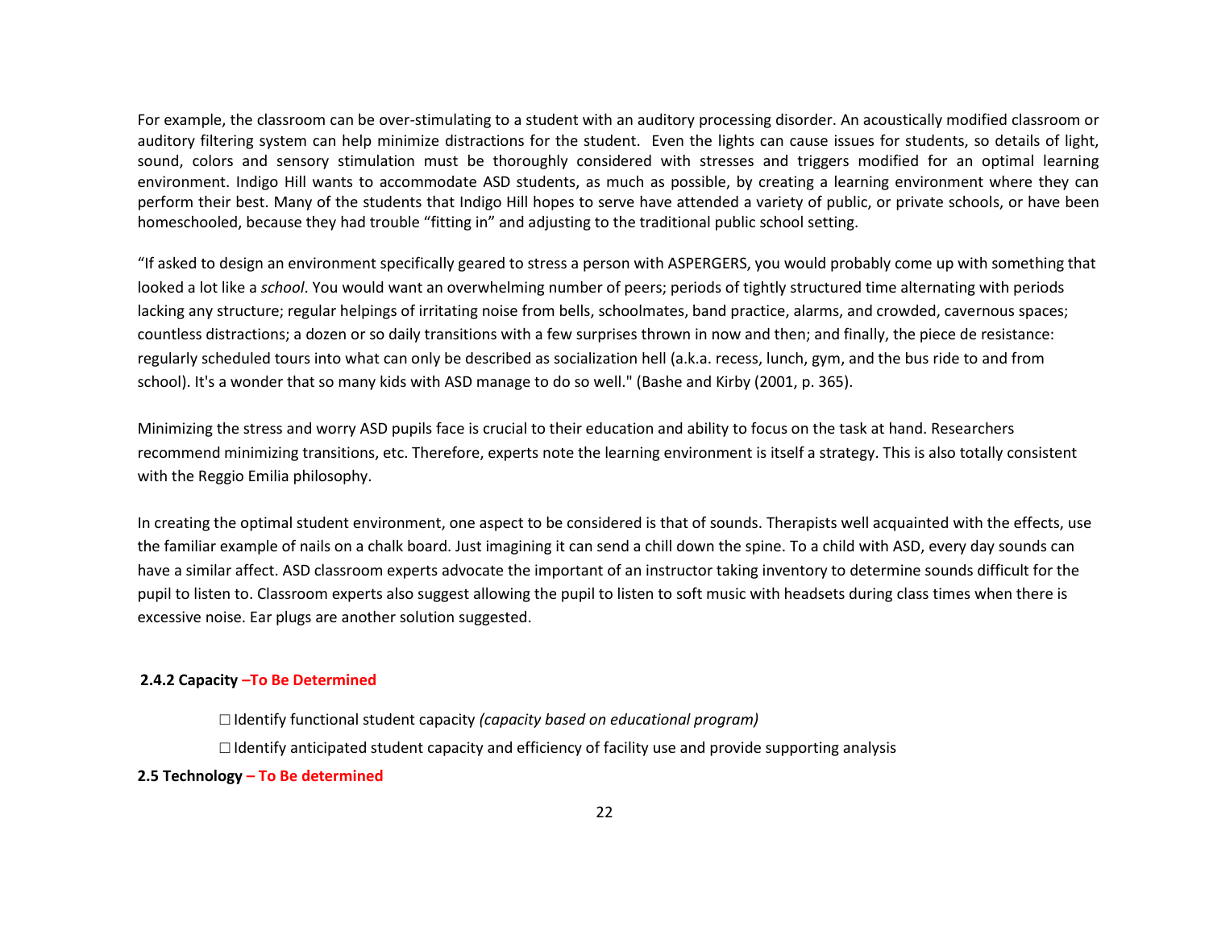For example, the classroom can be over-stimulating to a student with an auditory processing disorder. An acoustically modified classroom or auditory filtering system can help minimize distractions for the student.  Even the lights can cause issues for students, so details of light, sound, colors and sensory stimulation must be thoroughly considered with stresses and triggers modified for an optimal learning environment. Indigo Hill wants to accommodate ASD students, as much as possible, by creating a learning environment where they can perform their best. Many of the students that Indigo Hill hopes to serve have attended a variety of public, or private schools, or have been homeschooled, because they had trouble "fitting in" and adjusting to the traditional public school setting.

"If asked to design an environment specifically geared to stress a person with ASPERGERS, you would probably come up with something that looked a lot like a *school*. You would want an overwhelming number of peers; periods of tightly structured time alternating with periods lacking any structure; regular helpings of irritating noise from bells, schoolmates, band practice, alarms, and crowded, cavernous spaces; countless distractions; a dozen or so daily transitions with a few surprises thrown in now and then; and finally, the piece de resistance: regularly scheduled tours into what can only be described as socialization hell (a.k.a. recess, lunch, gym, and the bus ride to and from school). It's a wonder that so many kids with ASD manage to do so well." (Bashe and Kirby (2001, p. 365).

Minimizing the stress and worry ASD pupils face is crucial to their education and ability to focus on the task at hand. Researchers recommend minimizing transitions, etc. Therefore, experts note the learning environment is itself a strategy. This is also totally consistent with the Reggio Emilia philosophy.

In creating the optimal student environment, one aspect to be considered is that of sounds. Therapists well acquainted with the effects, use the familiar example of nails on a chalk board. Just imagining it can send a chill down the spine. To a child with ASD, every day sounds can have a similar affect. ASD classroom experts advocate the important of an instructor taking inventory to determine sounds difficult for the pupil to listen to. Classroom experts also suggest allowing the pupil to listen to soft music with headsets during class times when there is excessive noise. Ear plugs are another solution suggested.

#### 2.4.2 Capacity –To Be Determined

- ☐ Identify functional student capacity *(capacity based on educational program)*
- ☐ Identify anticipated student capacity and efficiency of facility use and provide supporting analysis

### 2.5 Technology – To Be determined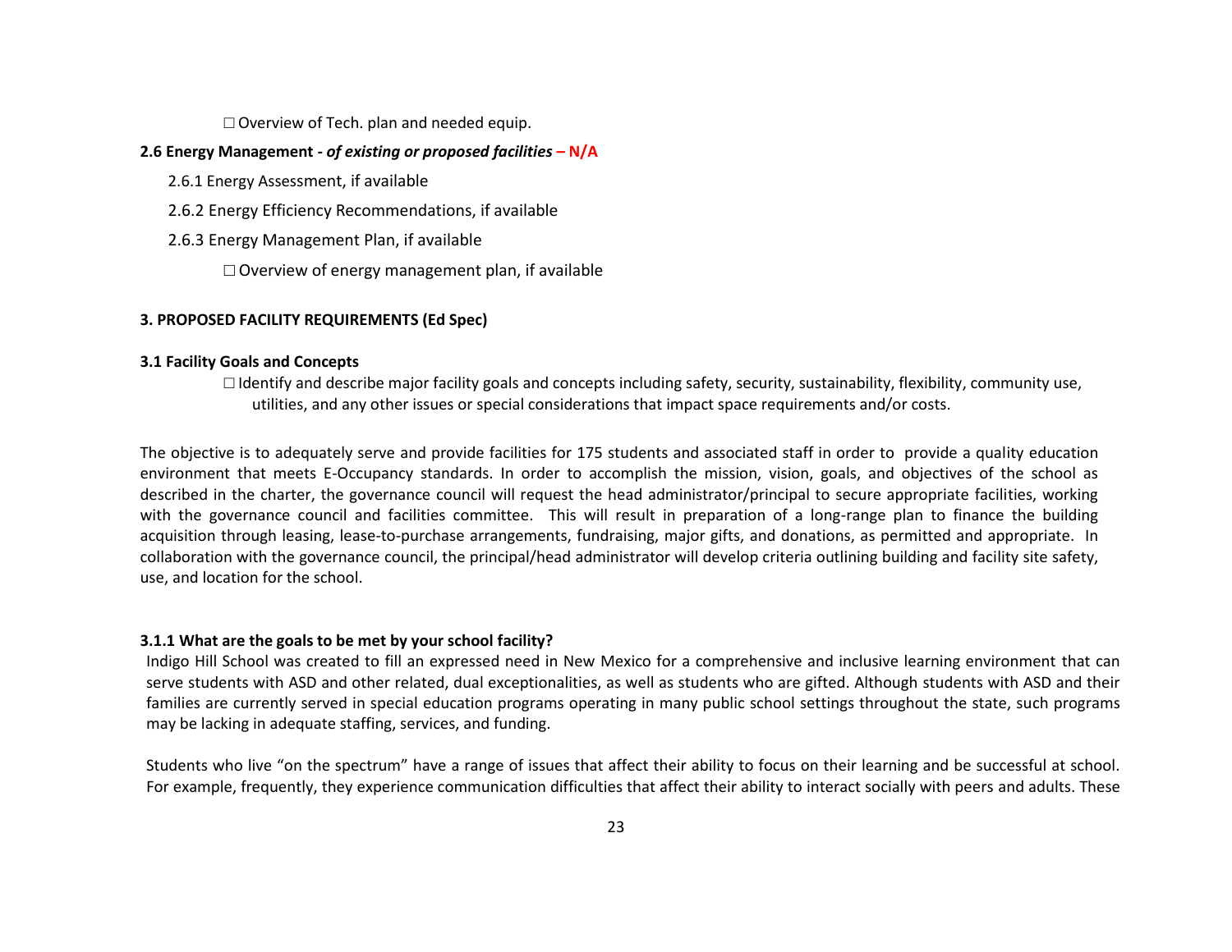☐ Overview of Tech. plan and needed equip.

**2.6 Energy Management -** ***of existing or proposed facilities*** **– N/A**

2.6.1 Energy Assessment, if available

2.6.2 Energy Efficiency Recommendations, if available

2.6.3 Energy Management Plan, if available

☐ Overview of energy management plan, if available

## 3. PROPOSED FACILITY REQUIREMENTS (Ed Spec)

### 3.1 Facility Goals and Concepts

☐ Identify and describe major facility goals and concepts including safety, security, sustainability, flexibility, community use, utilities, and any other issues or special considerations that impact space requirements and/or costs.

The objective is to adequately serve and provide facilities for 175 students and associated staff in order to provide a quality education environment that meets E-Occupancy standards. In order to accomplish the mission, vision, goals, and objectives of the school as described in the charter, the governance council will request the head administrator/principal to secure appropriate facilities, working with the governance council and facilities committee. This will result in preparation of a long-range plan to finance the building acquisition through leasing, lease-to-purchase arrangements, fundraising, major gifts, and donations, as permitted and appropriate. In collaboration with the governance council, the principal/head administrator will develop criteria outlining building and facility site safety, use, and location for the school.

#### 3.1.1 What are the goals to be met by your school facility?

Indigo Hill School was created to fill an expressed need in New Mexico for a comprehensive and inclusive learning environment that can serve students with ASD and other related, dual exceptionalities, as well as students who are gifted. Although students with ASD and their families are currently served in special education programs operating in many public school settings throughout the state, such programs may be lacking in adequate staffing, services, and funding.

Students who live "on the spectrum" have a range of issues that affect their ability to focus on their learning and be successful at school. For example, frequently, they experience communication difficulties that affect their ability to interact socially with peers and adults. These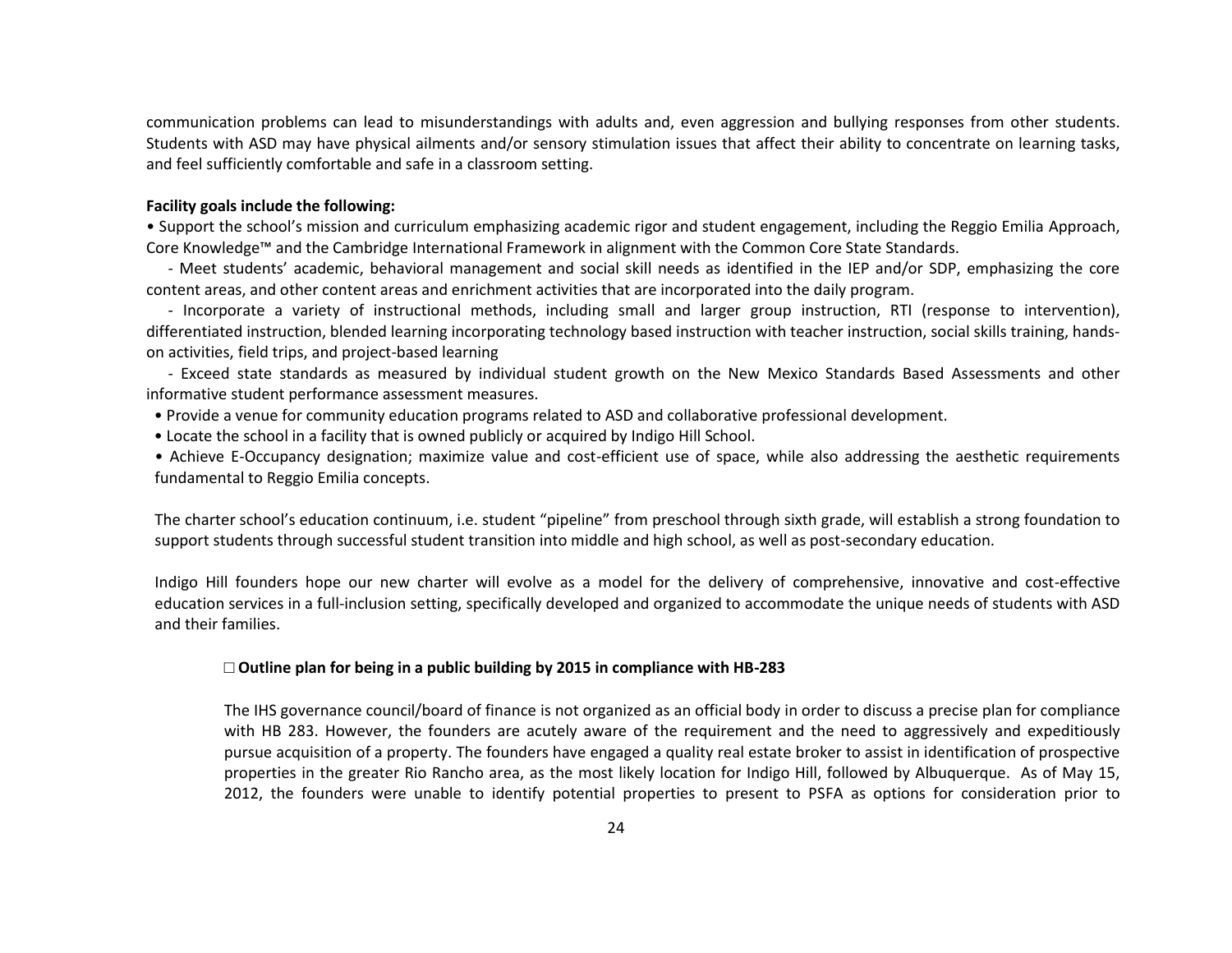communication problems can lead to misunderstandings with adults and, even aggression and bullying responses from other students. Students with ASD may have physical ailments and/or sensory stimulation issues that affect their ability to concentrate on learning tasks, and feel sufficiently comfortable and safe in a classroom setting.

**Facility goals include the following:**

• Support the school's mission and curriculum emphasizing academic rigor and student engagement, including the Reggio Emilia Approach, Core Knowledge™ and the Cambridge International Framework in alignment with the Common Core State Standards.

- Meet students' academic, behavioral management and social skill needs as identified in the IEP and/or SDP, emphasizing the core content areas, and other content areas and enrichment activities that are incorporated into the daily program.
- Incorporate a variety of instructional methods, including small and larger group instruction, RTI (response to intervention), differentiated instruction, blended learning incorporating technology based instruction with teacher instruction, social skills training, hands-on activities, field trips, and project-based learning
- Exceed state standards as measured by individual student growth on the New Mexico Standards Based Assessments and other informative student performance assessment measures.

• Provide a venue for community education programs related to ASD and collaborative professional development.

• Locate the school in a facility that is owned publicly or acquired by Indigo Hill School.

• Achieve E-Occupancy designation; maximize value and cost-efficient use of space, while also addressing the aesthetic requirements fundamental to Reggio Emilia concepts.

The charter school's education continuum, i.e. student "pipeline" from preschool through sixth grade, will establish a strong foundation to support students through successful student transition into middle and high school, as well as post-secondary education.

Indigo Hill founders hope our new charter will evolve as a model for the delivery of comprehensive, innovative and cost-effective education services in a full-inclusion setting, specifically developed and organized to accommodate the unique needs of students with ASD and their families.

☐ **Outline plan for being in a public building by 2015 in compliance with HB-283**

The IHS governance council/board of finance is not organized as an official body in order to discuss a precise plan for compliance with HB 283. However, the founders are acutely aware of the requirement and the need to aggressively and expeditiously pursue acquisition of a property. The founders have engaged a quality real estate broker to assist in identification of prospective properties in the greater Rio Rancho area, as the most likely location for Indigo Hill, followed by Albuquerque. As of May 15, 2012, the founders were unable to identify potential properties to present to PSFA as options for consideration prior to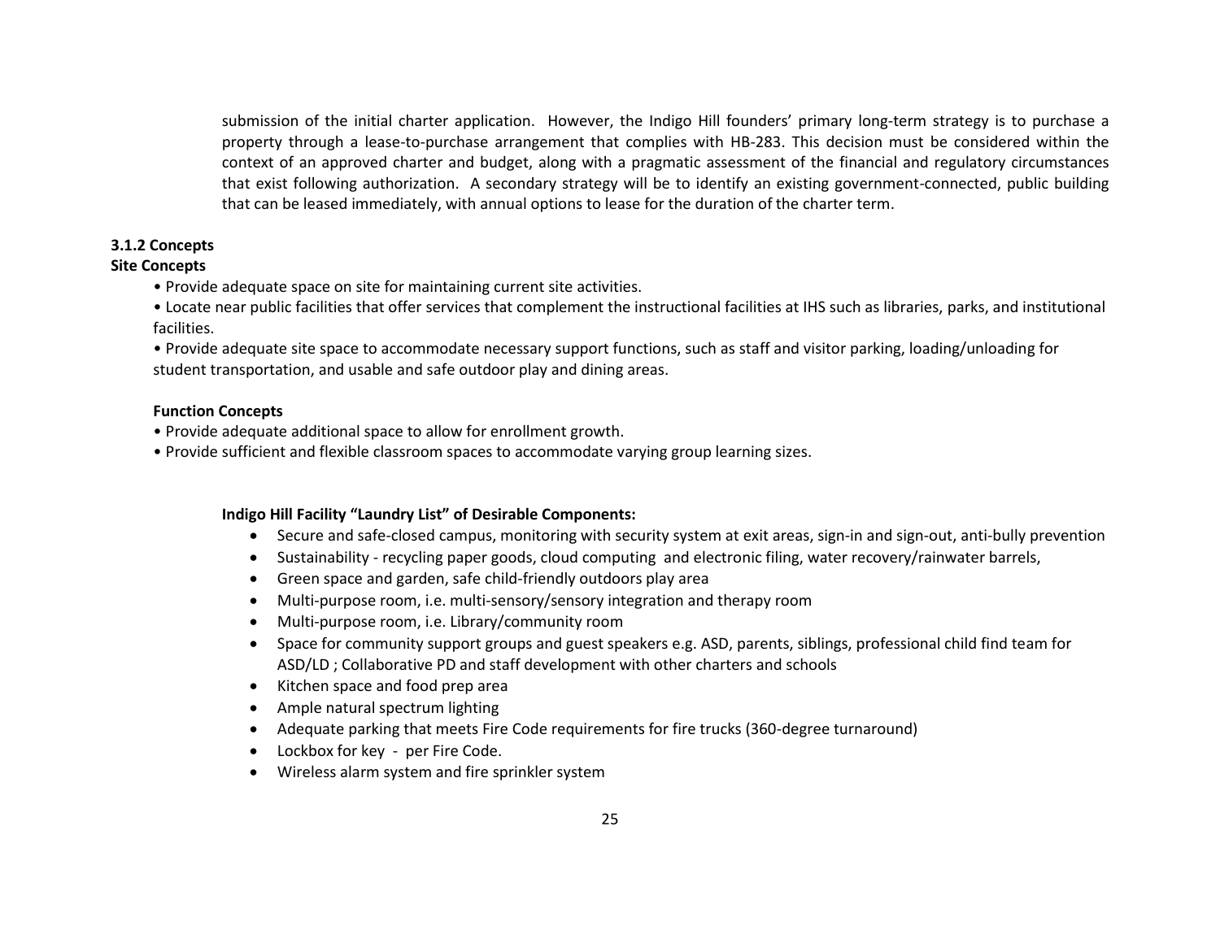submission of the initial charter application. However, the Indigo Hill founders' primary long-term strategy is to purchase a property through a lease-to-purchase arrangement that complies with HB-283. This decision must be considered within the context of an approved charter and budget, along with a pragmatic assessment of the financial and regulatory circumstances that exist following authorization. A secondary strategy will be to identify an existing government-connected, public building that can be leased immediately, with annual options to lease for the duration of the charter term.

### 3.1.2 Concepts

**Site Concepts**

- Provide adequate space on site for maintaining current site activities.
- Locate near public facilities that offer services that complement the instructional facilities at IHS such as libraries, parks, and institutional facilities.
- Provide adequate site space to accommodate necessary support functions, such as staff and visitor parking, loading/unloading for student transportation, and usable and safe outdoor play and dining areas.

**Function Concepts**

- Provide adequate additional space to allow for enrollment growth.
- Provide sufficient and flexible classroom spaces to accommodate varying group learning sizes.

**Indigo Hill Facility "Laundry List" of Desirable Components:**

- Secure and safe-closed campus, monitoring with security system at exit areas, sign-in and sign-out, anti-bully prevention
- Sustainability - recycling paper goods, cloud computing and electronic filing, water recovery/rainwater barrels,
- Green space and garden, safe child-friendly outdoors play area
- Multi-purpose room, i.e. multi-sensory/sensory integration and therapy room
- Multi-purpose room, i.e. Library/community room
- Space for community support groups and guest speakers e.g. ASD, parents, siblings, professional child find team for ASD/LD ; Collaborative PD and staff development with other charters and schools
- Kitchen space and food prep area
- Ample natural spectrum lighting
- Adequate parking that meets Fire Code requirements for fire trucks (360-degree turnaround)
- Lockbox for key - per Fire Code.
- Wireless alarm system and fire sprinkler system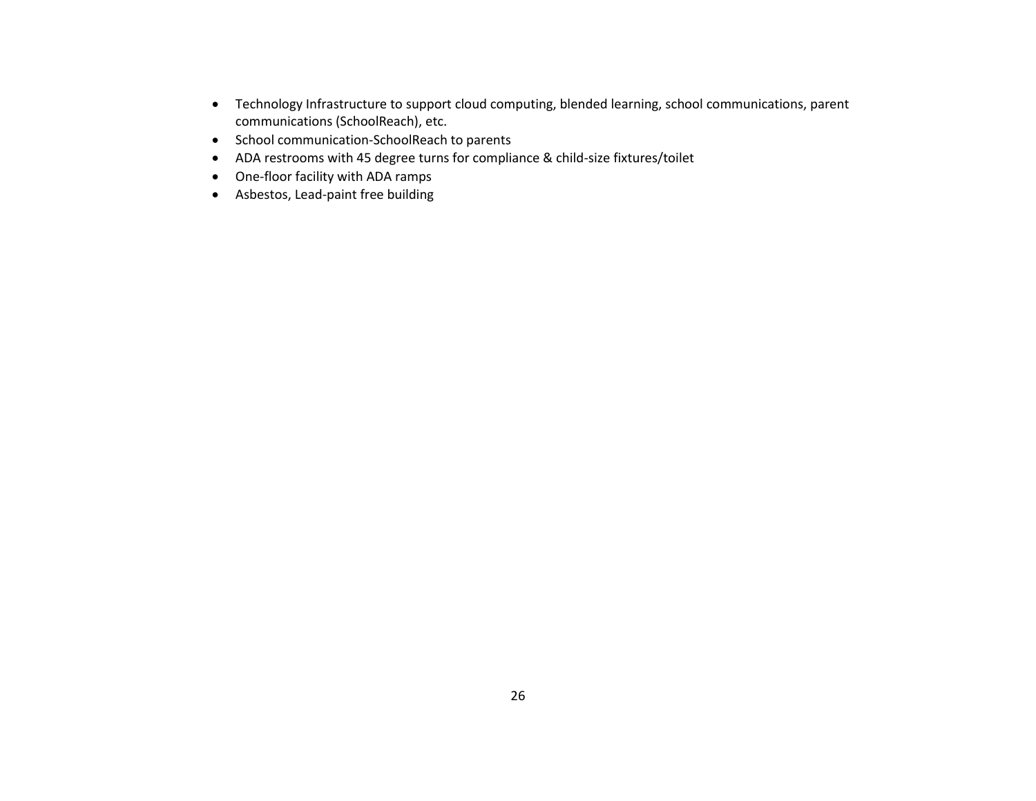- Technology Infrastructure to support cloud computing, blended learning, school communications, parent communications (SchoolReach), etc.
- School communication-SchoolReach to parents
- ADA restrooms with 45 degree turns for compliance & child-size fixtures/toilet
- One-floor facility with ADA ramps
- Asbestos, Lead-paint free building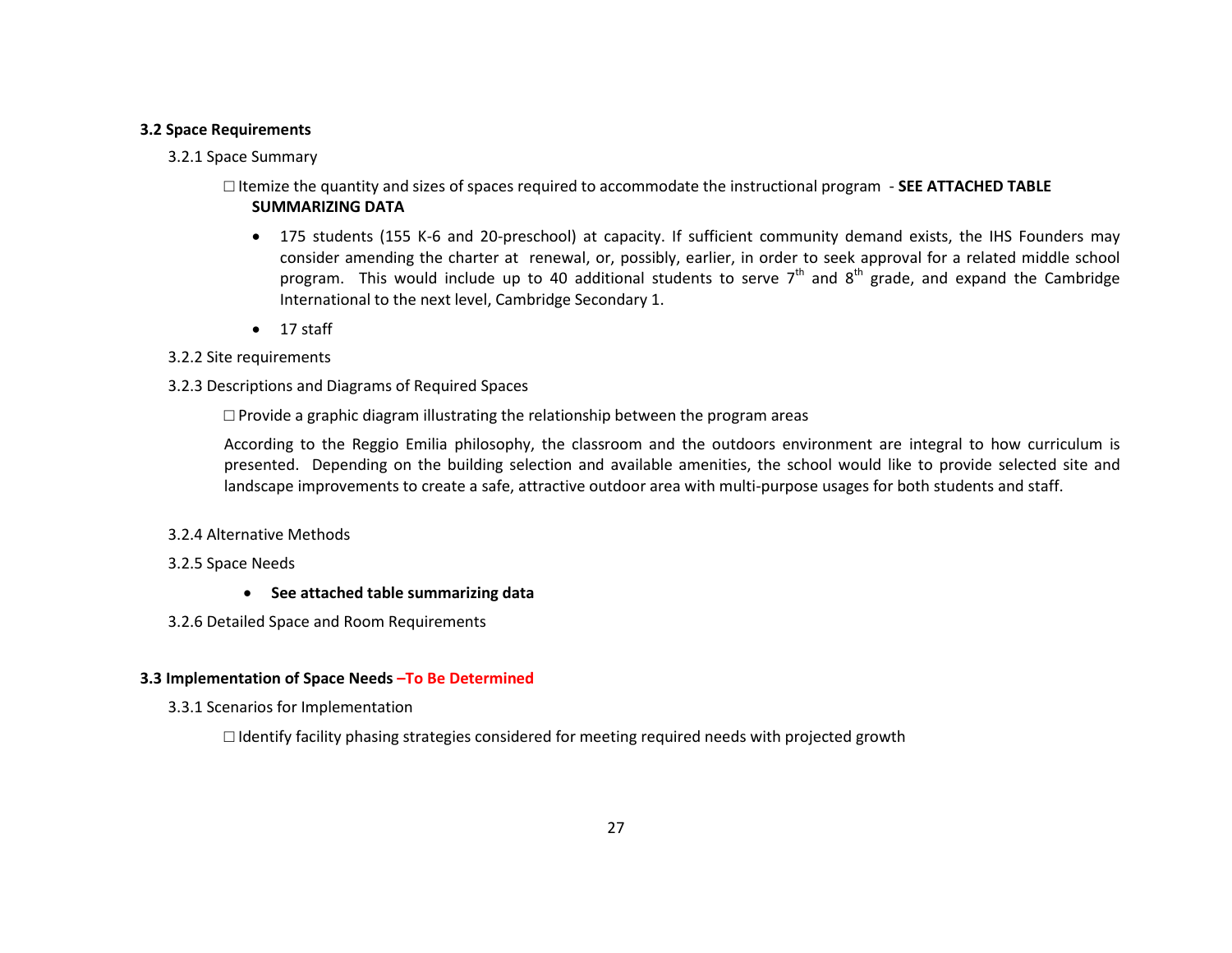### 3.2 Space Requirements

3.2.1 Space Summary

☐ Itemize the quantity and sizes of spaces required to accommodate the instructional program - **SEE ATTACHED TABLE SUMMARIZING DATA**

- 175 students (155 K-6 and 20-preschool) at capacity. If sufficient community demand exists, the IHS Founders may consider amending the charter at renewal, or, possibly, earlier, in order to seek approval for a related middle school program. This would include up to 40 additional students to serve 7th and 8th grade, and expand the Cambridge International to the next level, Cambridge Secondary 1.
- 17 staff

3.2.2 Site requirements

3.2.3 Descriptions and Diagrams of Required Spaces

☐ Provide a graphic diagram illustrating the relationship between the program areas

According to the Reggio Emilia philosophy, the classroom and the outdoors environment are integral to how curriculum is presented. Depending on the building selection and available amenities, the school would like to provide selected site and landscape improvements to create a safe, attractive outdoor area with multi-purpose usages for both students and staff.

3.2.4 Alternative Methods

3.2.5 Space Needs

- **See attached table summarizing data**

3.2.6 Detailed Space and Room Requirements

### 3.3 Implementation of Space Needs –To Be Determined

3.3.1 Scenarios for Implementation

☐ Identify facility phasing strategies considered for meeting required needs with projected growth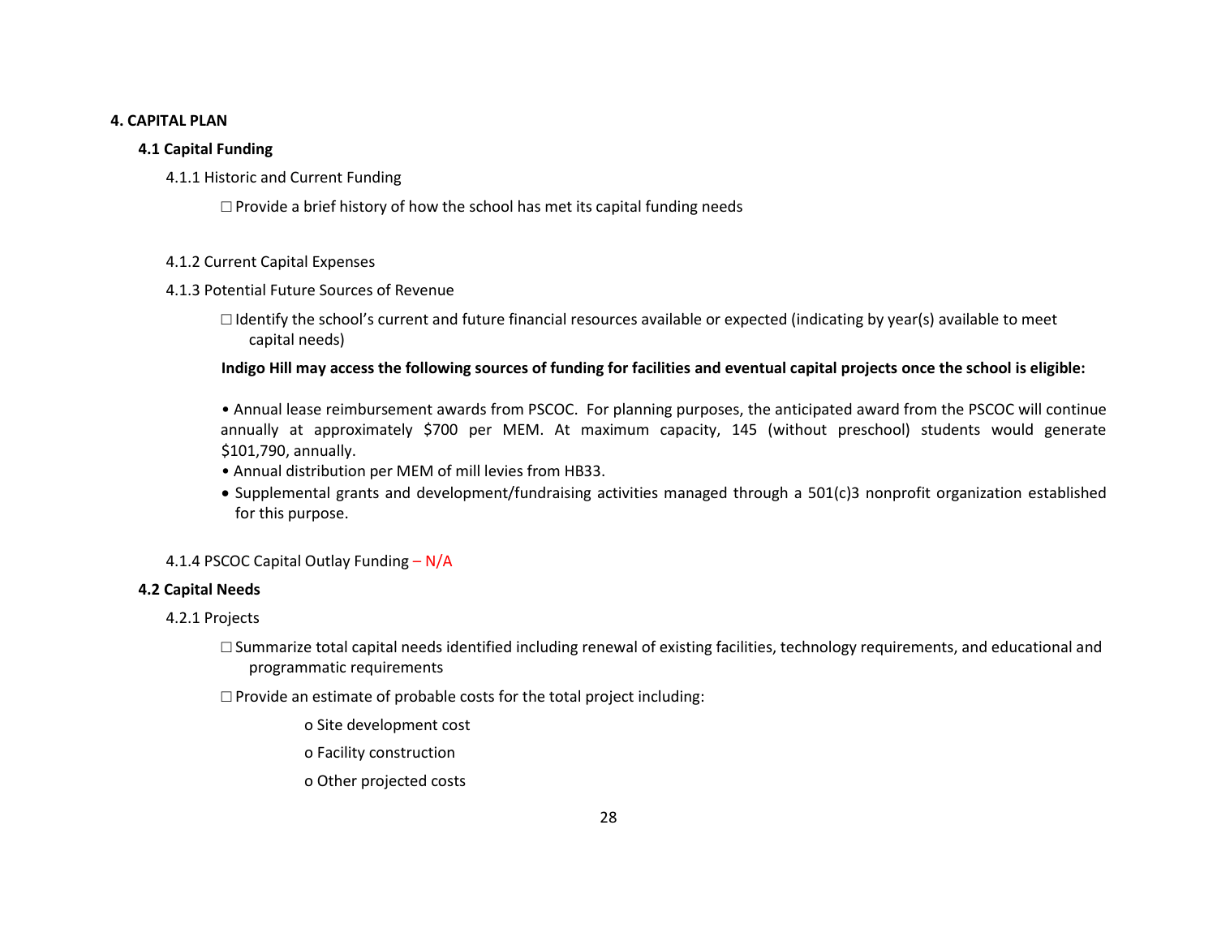# 4. CAPITAL PLAN

## 4.1 Capital Funding

### 4.1.1 Historic and Current Funding

☐ Provide a brief history of how the school has met its capital funding needs

### 4.1.2 Current Capital Expenses

### 4.1.3 Potential Future Sources of Revenue

☐ Identify the school's current and future financial resources available or expected (indicating by year(s) available to meet capital needs)

**Indigo Hill may access the following sources of funding for facilities and eventual capital projects once the school is eligible:**

- Annual lease reimbursement awards from PSCOC. For planning purposes, the anticipated award from the PSCOC will continue annually at approximately $700 per MEM. At maximum capacity, 145 (without preschool) students would generate $101,790, annually.
- Annual distribution per MEM of mill levies from HB33.
- Supplemental grants and development/fundraising activities managed through a 501(c)3 nonprofit organization established for this purpose.

### 4.1.4 PSCOC Capital Outlay Funding – N/A

## 4.2 Capital Needs

### 4.2.1 Projects

☐ Summarize total capital needs identified including renewal of existing facilities, technology requirements, and educational and programmatic requirements

☐ Provide an estimate of probable costs for the total project including:

- o Site development cost
- o Facility construction
- o Other projected costs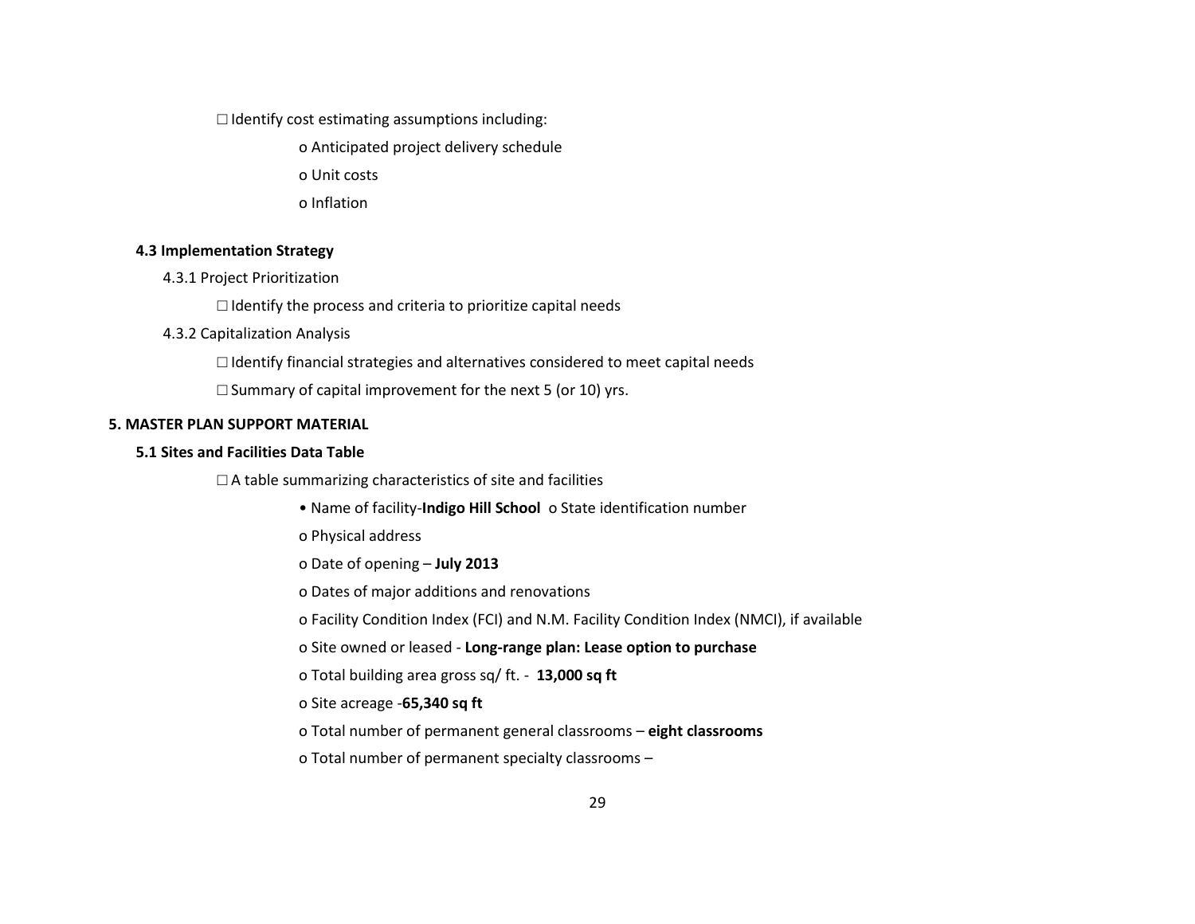☐ Identify cost estimating assumptions including:

o Anticipated project delivery schedule

o Unit costs

o Inflation

### 4.3 Implementation Strategy

4.3.1 Project Prioritization

☐ Identify the process and criteria to prioritize capital needs

4.3.2 Capitalization Analysis

☐ Identify financial strategies and alternatives considered to meet capital needs

☐ Summary of capital improvement for the next 5 (or 10) yrs.

## 5. MASTER PLAN SUPPORT MATERIAL

### 5.1 Sites and Facilities Data Table

☐ A table summarizing characteristics of site and facilities

• Name of facility-**Indigo Hill School** o State identification number

o Physical address

o Date of opening – **July 2013**

o Dates of major additions and renovations

o Facility Condition Index (FCI) and N.M. Facility Condition Index (NMCI), if available

o Site owned or leased - **Long-range plan: Lease option to purchase**

o Total building area gross sq/ ft. - **13,000 sq ft**

o Site acreage -**65,340 sq ft**

o Total number of permanent general classrooms – **eight classrooms**

o Total number of permanent specialty classrooms –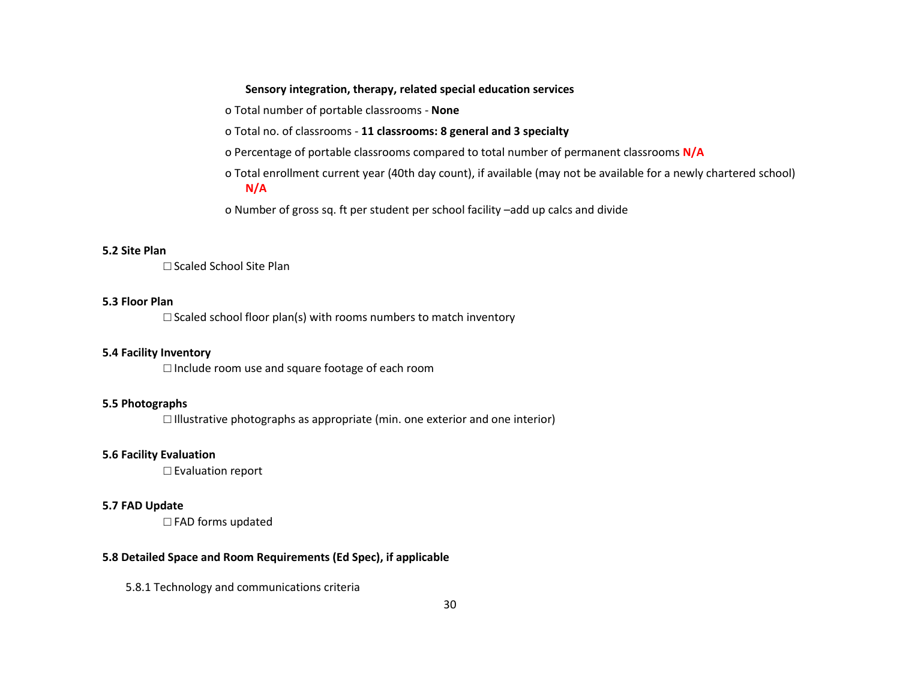**Sensory integration, therapy, related special education services**

- o Total number of portable classrooms - **None**
- o Total no. of classrooms - **11 classrooms: 8 general and 3 specialty**
- o Percentage of portable classrooms compared to total number of permanent classrooms **N/A**
- o Total enrollment current year (40th day count), if available (may not be available for a newly chartered school) **N/A**
- o Number of gross sq. ft per student per school facility –add up calcs and divide

**5.2 Site Plan**

☐ Scaled School Site Plan

**5.3 Floor Plan**

☐ Scaled school floor plan(s) with rooms numbers to match inventory

**5.4 Facility Inventory**

☐ Include room use and square footage of each room

**5.5 Photographs**

☐ Illustrative photographs as appropriate (min. one exterior and one interior)

**5.6 Facility Evaluation**

☐ Evaluation report

**5.7 FAD Update**

☐ FAD forms updated

**5.8 Detailed Space and Room Requirements (Ed Spec), if applicable**

5.8.1 Technology and communications criteria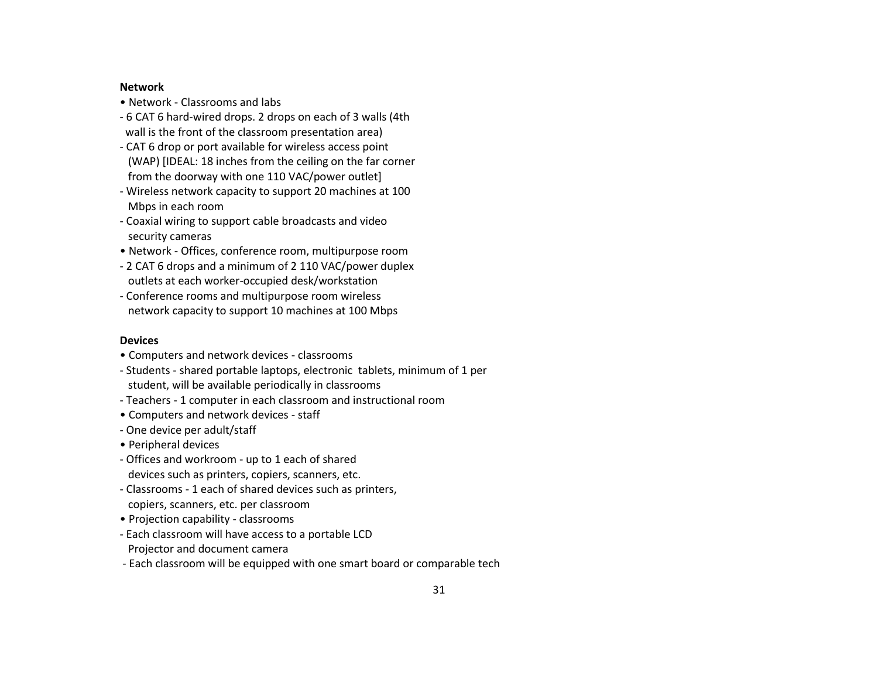**Network**

- Network - Classrooms and labs
  - 6 CAT 6 hard-wired drops. 2 drops on each of 3 walls (4th wall is the front of the classroom presentation area)
  - CAT 6 drop or port available for wireless access point (WAP) [IDEAL: 18 inches from the ceiling on the far corner from the doorway with one 110 VAC/power outlet]
  - Wireless network capacity to support 20 machines at 100 Mbps in each room
  - Coaxial wiring to support cable broadcasts and video security cameras
- Network - Offices, conference room, multipurpose room
  - 2 CAT 6 drops and a minimum of 2 110 VAC/power duplex outlets at each worker-occupied desk/workstation
  - Conference rooms and multipurpose room wireless network capacity to support 10 machines at 100 Mbps

**Devices**

- Computers and network devices - classrooms
  - Students - shared portable laptops, electronic tablets, minimum of 1 per student, will be available periodically in classrooms
  - Teachers - 1 computer in each classroom and instructional room
- Computers and network devices - staff
  - One device per adult/staff
- Peripheral devices
  - Offices and workroom - up to 1 each of shared devices such as printers, copiers, scanners, etc.
  - Classrooms - 1 each of shared devices such as printers, copiers, scanners, etc. per classroom
- Projection capability - classrooms
  - Each classroom will have access to a portable LCD Projector and document camera
  - Each classroom will be equipped with one smart board or comparable tech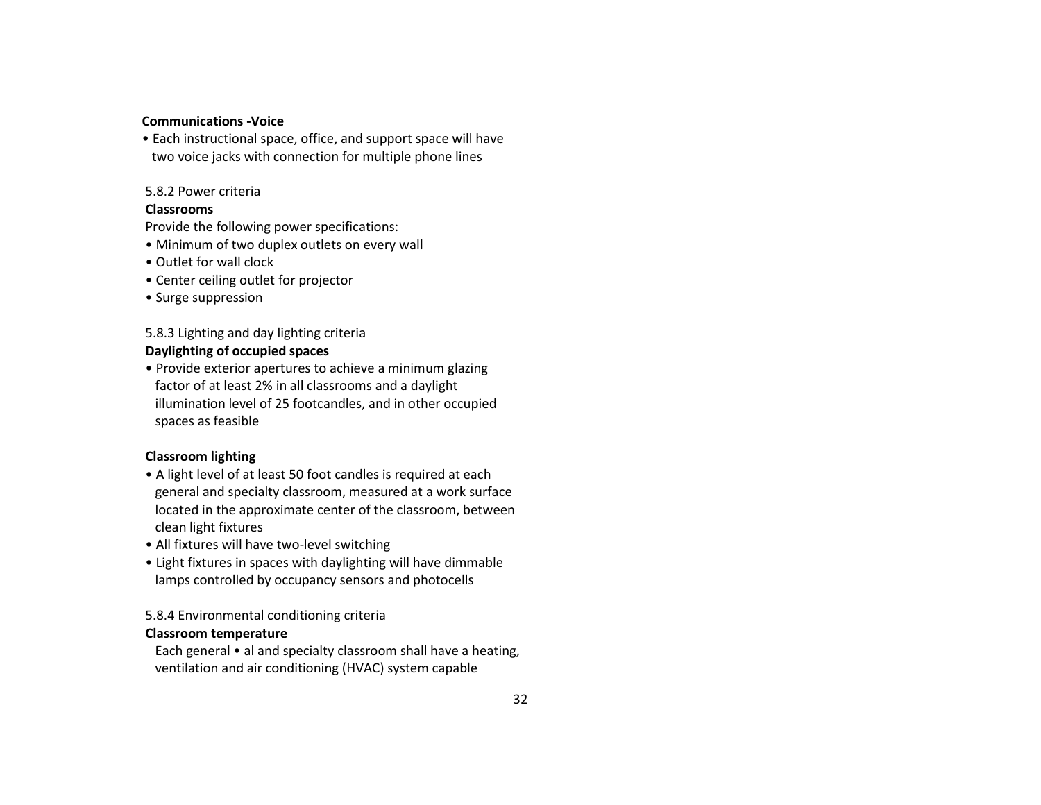**Communications -Voice**

- Each instructional space, office, and support space will have two voice jacks with connection for multiple phone lines

5.8.2 Power criteria

**Classrooms**

Provide the following power specifications:

- Minimum of two duplex outlets on every wall
- Outlet for wall clock
- Center ceiling outlet for projector
- Surge suppression

5.8.3 Lighting and day lighting criteria

**Daylighting of occupied spaces**

- Provide exterior apertures to achieve a minimum glazing factor of at least 2% in all classrooms and a daylight illumination level of 25 footcandles, and in other occupied spaces as feasible

**Classroom lighting**

- A light level of at least 50 foot candles is required at each general and specialty classroom, measured at a work surface located in the approximate center of the classroom, between clean light fixtures
- All fixtures will have two-level switching
- Light fixtures in spaces with daylighting will have dimmable lamps controlled by occupancy sensors and photocells

5.8.4 Environmental conditioning criteria

**Classroom temperature**

Each general • al and specialty classroom shall have a heating, ventilation and air conditioning (HVAC) system capable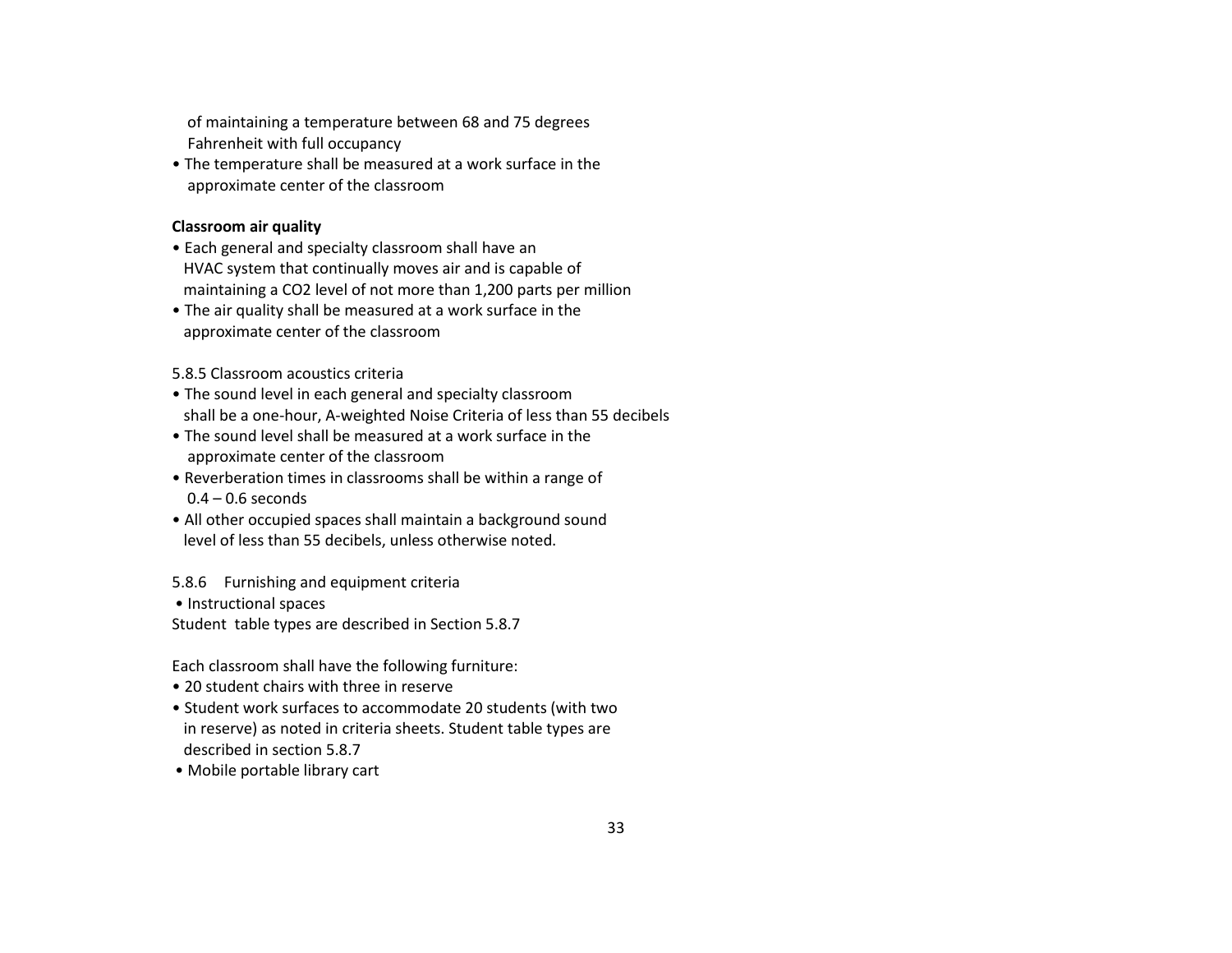of maintaining a temperature between 68 and 75 degrees Fahrenheit with full occupancy

- The temperature shall be measured at a work surface in the approximate center of the classroom

**Classroom air quality**

- Each general and specialty classroom shall have an HVAC system that continually moves air and is capable of maintaining a $CO_2$ level of not more than 1,200 parts per million
- The air quality shall be measured at a work surface in the approximate center of the classroom

5.8.5 Classroom acoustics criteria

- The sound level in each general and specialty classroom shall be a one-hour, A-weighted Noise Criteria of less than 55 decibels
- The sound level shall be measured at a work surface in the approximate center of the classroom
- Reverberation times in classrooms shall be within a range of 0.4 – 0.6 seconds
- All other occupied spaces shall maintain a background sound level of less than 55 decibels, unless otherwise noted.

5.8.6 Furnishing and equipment criteria

- Instructional spaces

Student table types are described in Section 5.8.7

Each classroom shall have the following furniture:

- 20 student chairs with three in reserve
- Student work surfaces to accommodate 20 students (with two in reserve) as noted in criteria sheets. Student table types are described in section 5.8.7
- Mobile portable library cart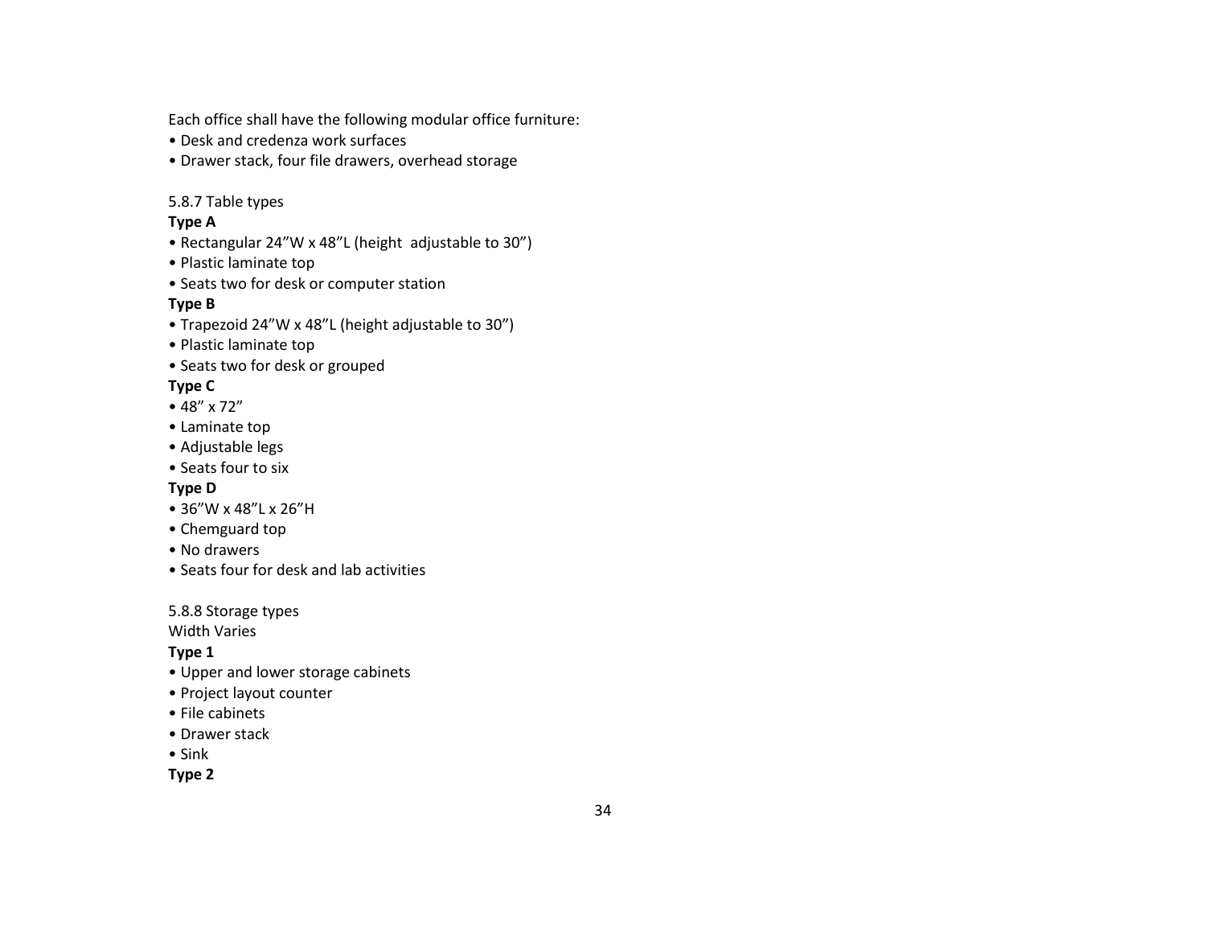Each office shall have the following modular office furniture:

• Desk and credenza work surfaces
• Drawer stack, four file drawers, overhead storage

5.8.7 Table types

**Type A**

• Rectangular 24”W x 48”L (height  adjustable to 30”)
• Plastic laminate top
• Seats two for desk or computer station

**Type B**

• Trapezoid 24”W x 48”L (height adjustable to 30”)
• Plastic laminate top
• Seats two for desk or grouped

**Type C**

• 48” x 72”
• Laminate top
• Adjustable legs
• Seats four to six

**Type D**

• 36”W x 48”L x 26”H
• Chemguard top
• No drawers
• Seats four for desk and lab activities

5.8.8 Storage types

Width Varies

**Type 1**

• Upper and lower storage cabinets
• Project layout counter
• File cabinets
• Drawer stack
• Sink

**Type 2**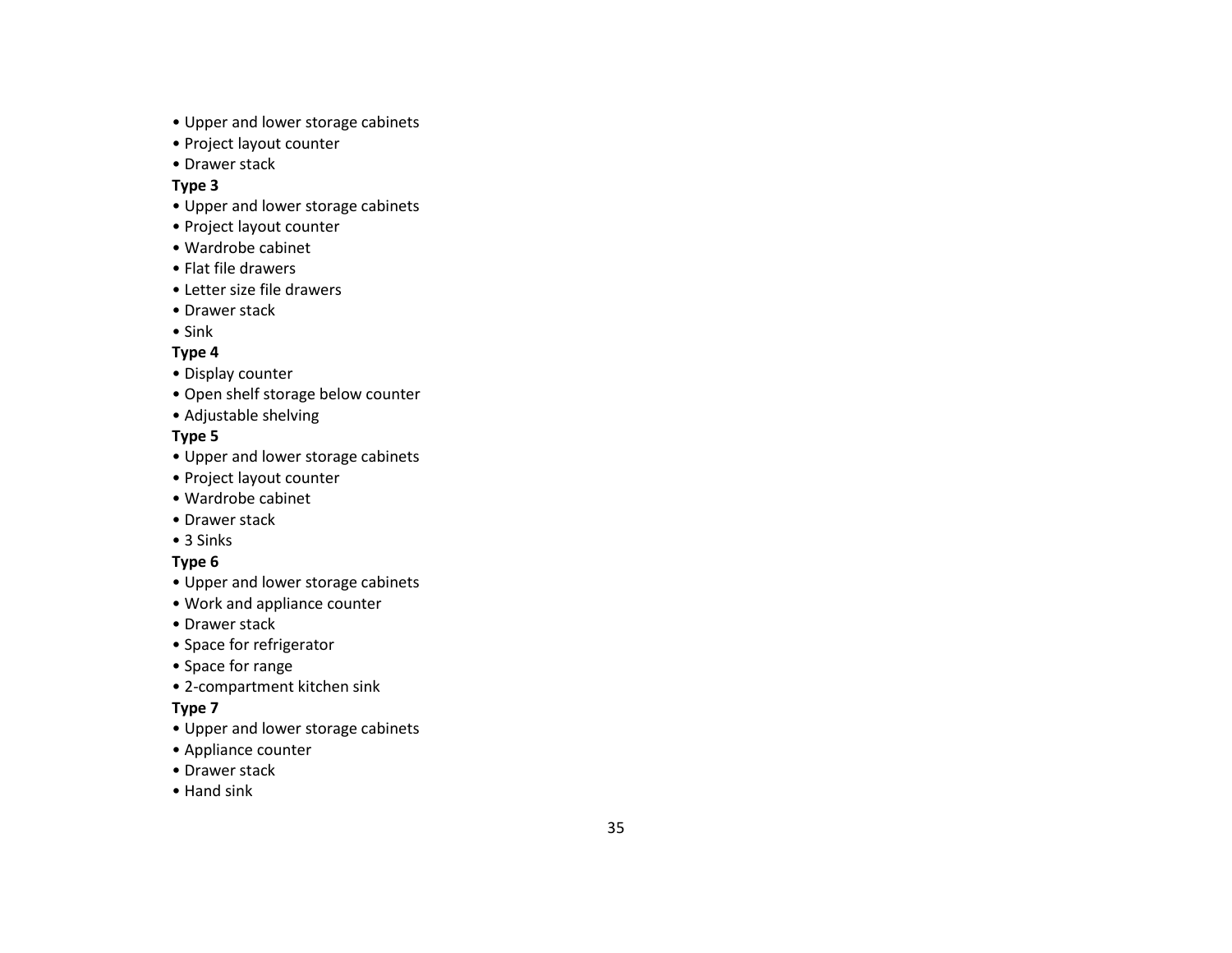- Upper and lower storage cabinets
- Project layout counter
- Drawer stack

**Type 3**

- Upper and lower storage cabinets
- Project layout counter
- Wardrobe cabinet
- Flat file drawers
- Letter size file drawers
- Drawer stack
- Sink

**Type 4**

- Display counter
- Open shelf storage below counter
- Adjustable shelving

**Type 5**

- Upper and lower storage cabinets
- Project layout counter
- Wardrobe cabinet
- Drawer stack
- 3 Sinks

**Type 6**

- Upper and lower storage cabinets
- Work and appliance counter
- Drawer stack
- Space for refrigerator
- Space for range
- 2-compartment kitchen sink

**Type 7**

- Upper and lower storage cabinets
- Appliance counter
- Drawer stack
- Hand sink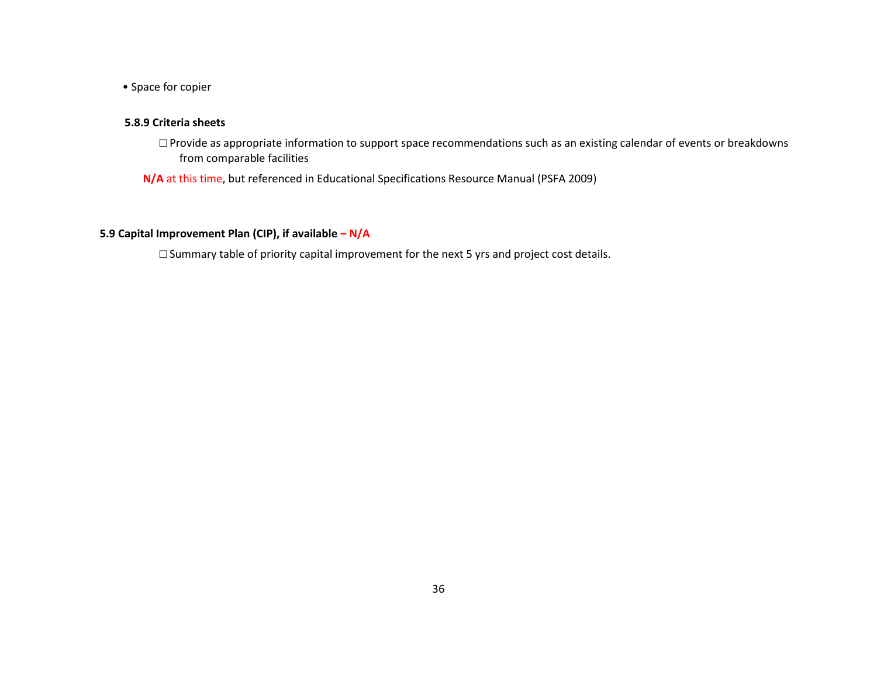- Space for copier

### 5.8.9 Criteria sheets

☐ Provide as appropriate information to support space recommendations such as an existing calendar of events or breakdowns from comparable facilities

**N/A** at this time, but referenced in Educational Specifications Resource Manual (PSFA 2009)

## 5.9 Capital Improvement Plan (CIP), if available – N/A

☐ Summary table of priority capital improvement for the next 5 yrs and project cost details.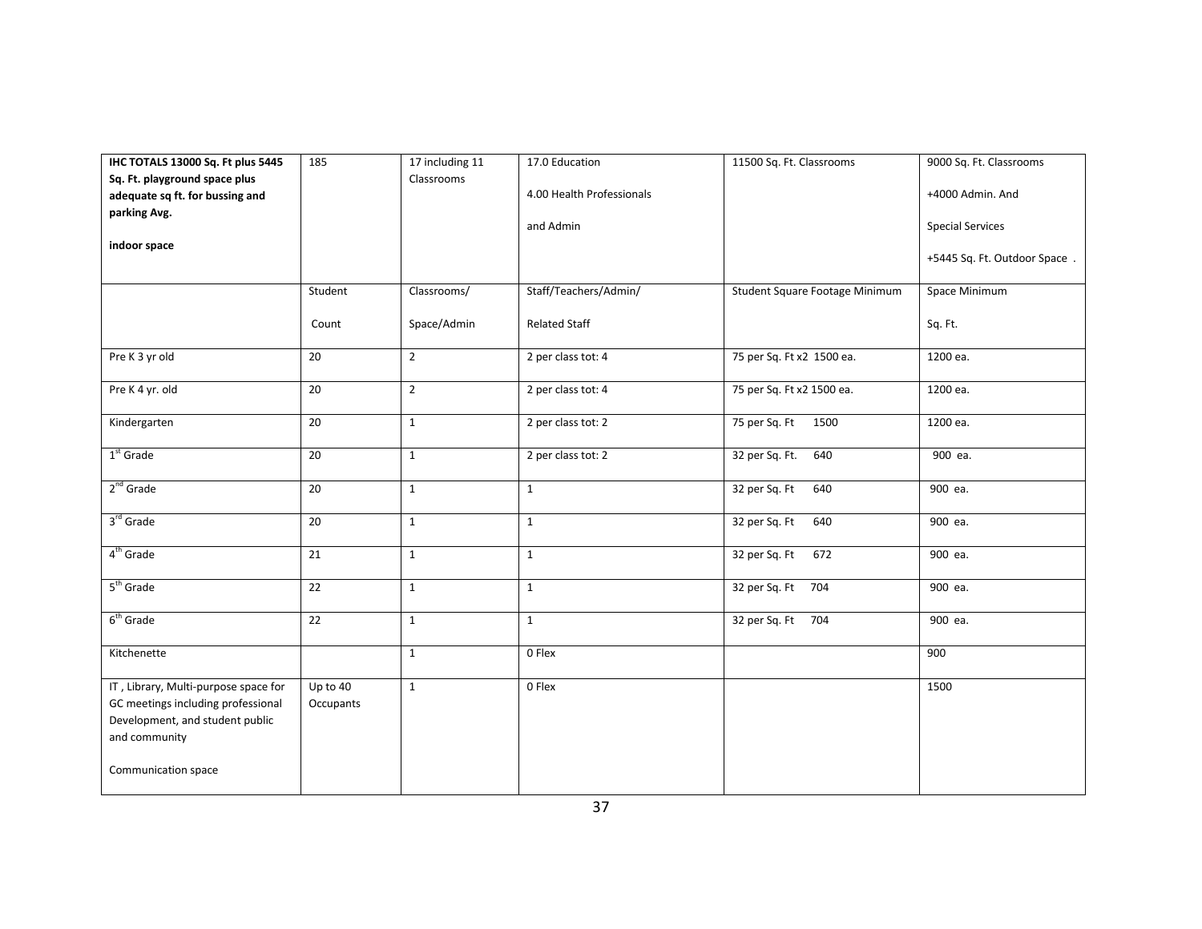| **IHC TOTALS 13000 Sq. Ft plus 5445 Sq. Ft. playground space plus adequate sq ft. for bussing and parking Avg.**<br><br>**indoor space** | 185 | 17 including 11 Classrooms | 17.0 Education<br><br>4.00 Health Professionals<br><br>and Admin | 11500 Sq. Ft. Classrooms | 9000 Sq. Ft. Classrooms<br><br>+4000 Admin. And<br><br>Special Services<br><br>+5445 Sq. Ft. Outdoor Space . |
|---|---|---|---|---|---|
| | Student<br><br>Count | Classrooms/<br><br>Space/Admin | Staff/Teachers/Admin/<br><br>Related Staff | Student Square Footage Minimum | Space Minimum<br><br>Sq. Ft. |
| Pre K 3 yr old | 20 | 2 | 2 per class tot: 4 | 75 per Sq. Ft x2 1500 ea. | 1200 ea. |
| Pre K 4 yr. old | 20 | 2 | 2 per class tot: 4 | 75 per Sq. Ft x2 1500 ea. | 1200 ea. |
| Kindergarten | 20 | 1 | 2 per class tot: 2 | 75 per Sq. Ft 1500 | 1200 ea. |
| 1st Grade | 20 | 1 | 2 per class tot: 2 | 32 per Sq. Ft. 640 | 900 ea. |
| 2nd Grade | 20 | 1 | 1 | 32 per Sq. Ft 640 | 900 ea. |
| 3rd Grade | 20 | 1 | 1 | 32 per Sq. Ft 640 | 900 ea. |
| 4th Grade | 21 | 1 | 1 | 32 per Sq. Ft 672 | 900 ea. |
| 5th Grade | 22 | 1 | 1 | 32 per Sq. Ft 704 | 900 ea. |
| 6th Grade | 22 | 1 | 1 | 32 per Sq. Ft 704 | 900 ea. |
| Kitchenette | | 1 | 0 Flex | | 900 |
| IT , Library, Multi-purpose space for GC meetings including professional Development, and student public and community<br><br>Communication space | Up to 40 Occupants | 1 | 0 Flex | | 1500 |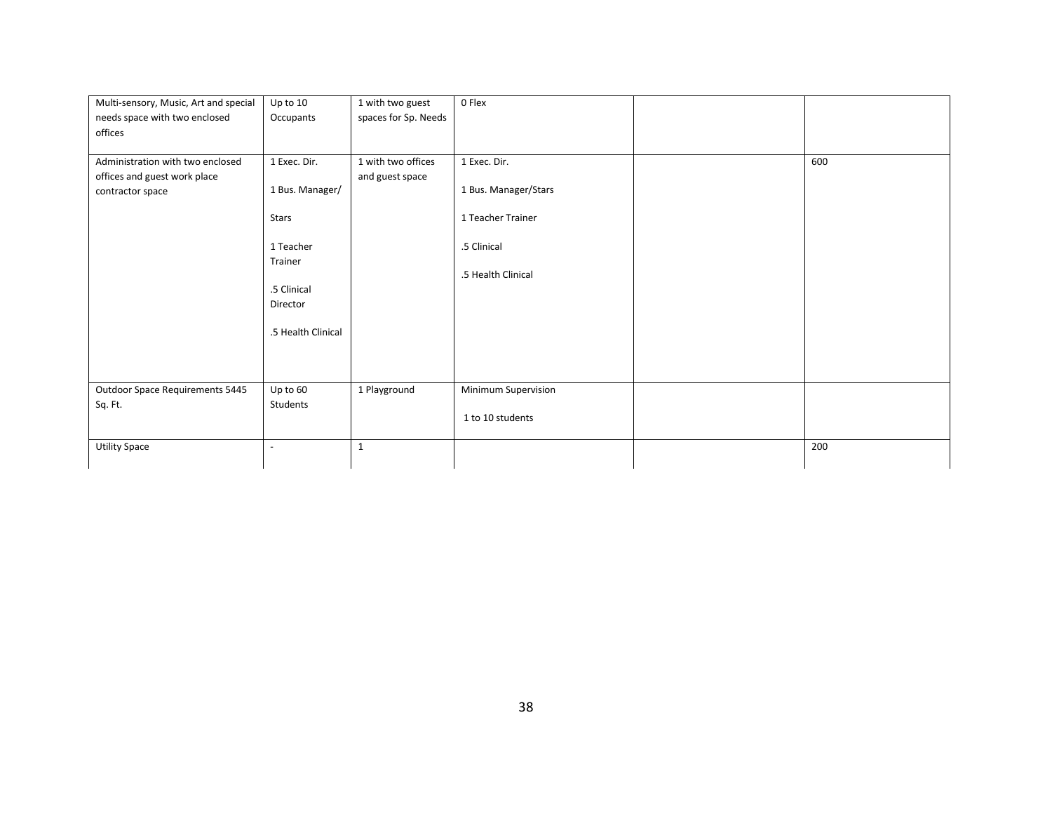| | | | | | |
|---|---|---|---|---|---|
| Multi-sensory, Music, Art and special needs space with two enclosed offices | Up to 10 Occupants | 1 with two guest spaces for Sp. Needs | 0 Flex | | |
| Administration with two enclosed offices and guest work place contractor space | 1 Exec. Dir.<br><br>1 Bus. Manager/<br><br>Stars<br><br>1 Teacher Trainer<br><br>.5 Clinical Director<br><br>.5 Health Clinical | 1 with two offices and guest space | 1 Exec. Dir.<br><br>1 Bus. Manager/Stars<br><br>1 Teacher Trainer<br><br>.5 Clinical<br><br>.5 Health Clinical | | 600 |
| Outdoor Space Requirements 5445 Sq. Ft. | Up to 60 Students | 1 Playground | Minimum Supervision<br><br>1 to 10 students | | |
| Utility Space | - | 1 | | | 200 |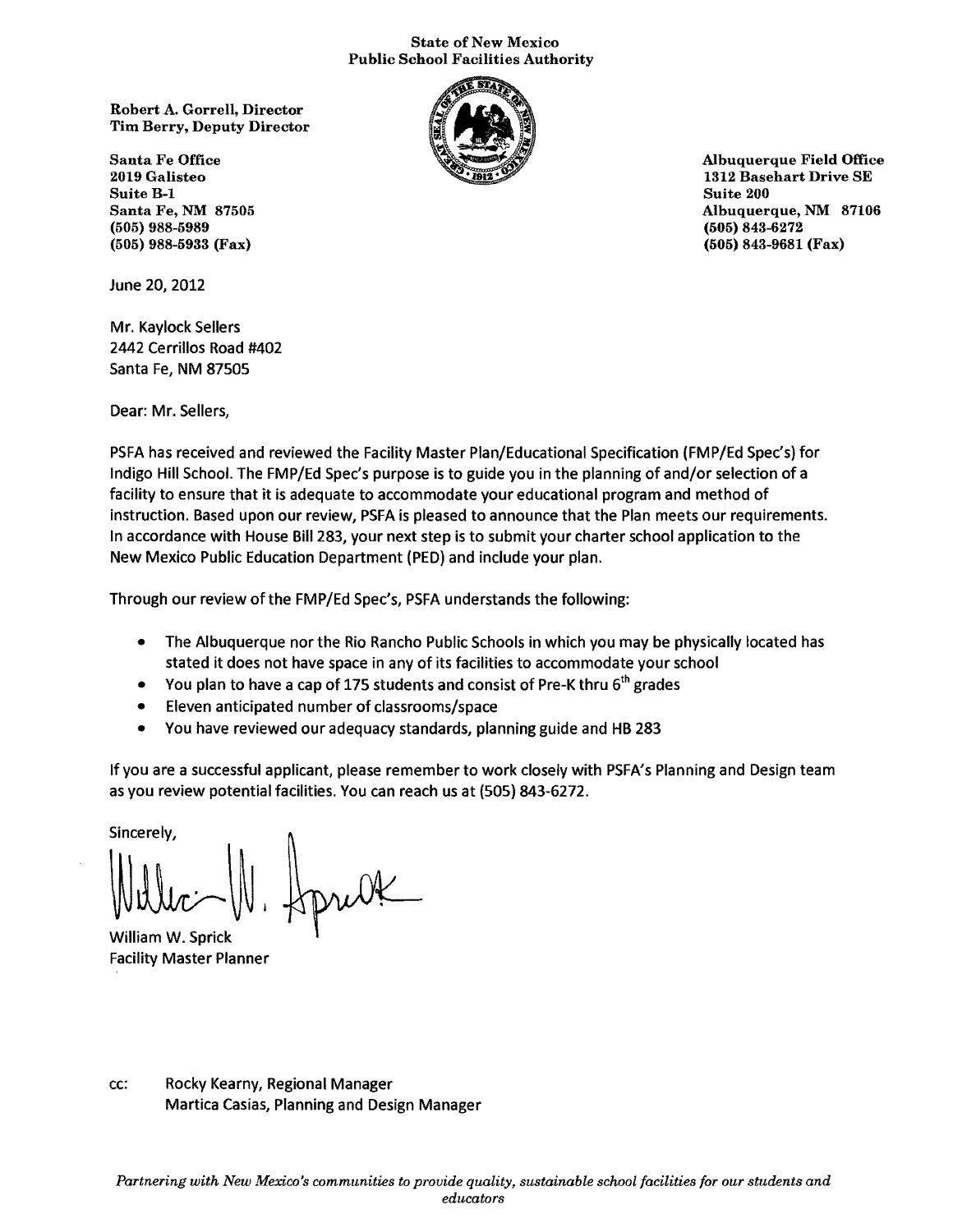**State of New Mexico**
**Public School Facilities Authority**

**Robert A. Gorrell, Director**
**Tim Berry, Deputy Director**

**Santa Fe Office**
**2019 Galisteo**
**Suite B-1**
**Santa Fe, NM 87505**
**(505) 988-5989**
**(505) 988-5933 (Fax)**

**Albuquerque Field Office**
**1312 Basehart Drive SE**
**Suite 200**
**Albuquerque, NM 87106**
**(505) 843-6272**
**(505) 843-9681 (Fax)**

June 20, 2012

Mr. Kaylock Sellers
2442 Cerrillos Road #402
Santa Fe, NM 87505

Dear: Mr. Sellers,

PSFA has received and reviewed the Facility Master Plan/Educational Specification (FMP/Ed Spec's) for Indigo Hill School. The FMP/Ed Spec's purpose is to guide you in the planning of and/or selection of a facility to ensure that it is adequate to accommodate your educational program and method of instruction. Based upon our review, PSFA is pleased to announce that the Plan meets our requirements. In accordance with House Bill 283, your next step is to submit your charter school application to the New Mexico Public Education Department (PED) and include your plan.

Through our review of the FMP/Ed Spec's, PSFA understands the following:

- The Albuquerque nor the Rio Rancho Public Schools in which you may be physically located has stated it does not have space in any of its facilities to accommodate your school
- You plan to have a cap of 175 students and consist of Pre-K thru 6th grades
- Eleven anticipated number of classrooms/space
- You have reviewed our adequacy standards, planning guide and HB 283

If you are a successful applicant, please remember to work closely with PSFA's Planning and Design team as you review potential facilities. You can reach us at (505) 843-6272.

Sincerely,

William W. Sprick
Facility Master Planner

cc: Rocky Kearny, Regional Manager
Martica Casias, Planning and Design Manager

*Partnering with New Mexico's communities to provide quality, sustainable school facilities for our students and educators*